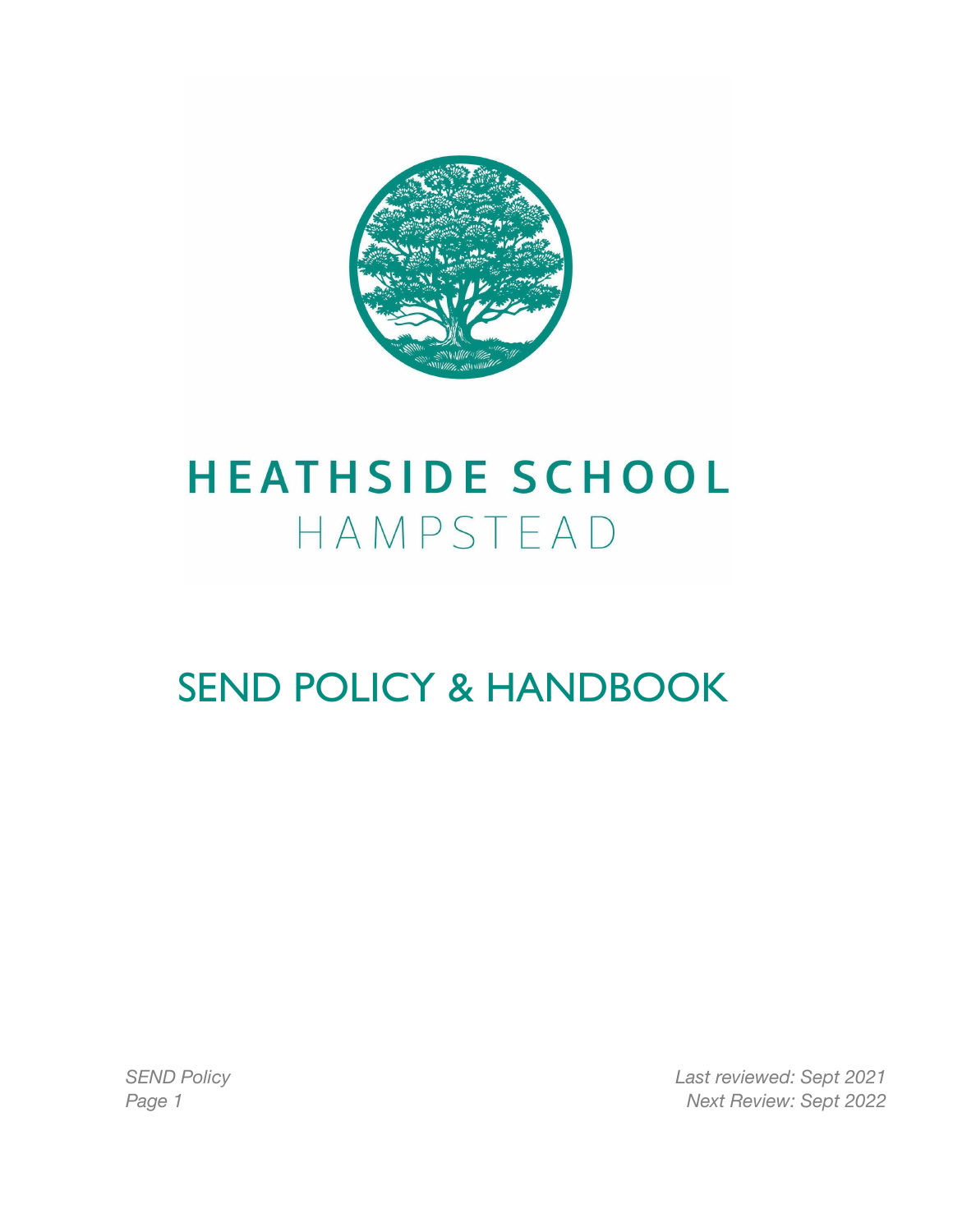# HEATHSIDE SCHOOL

HAMPSTEAD

# SEND POLICY & HANDBOOK

*SEND Policy*

*Last reviewed: Sept 2021*

*Next Review: Sept 2022*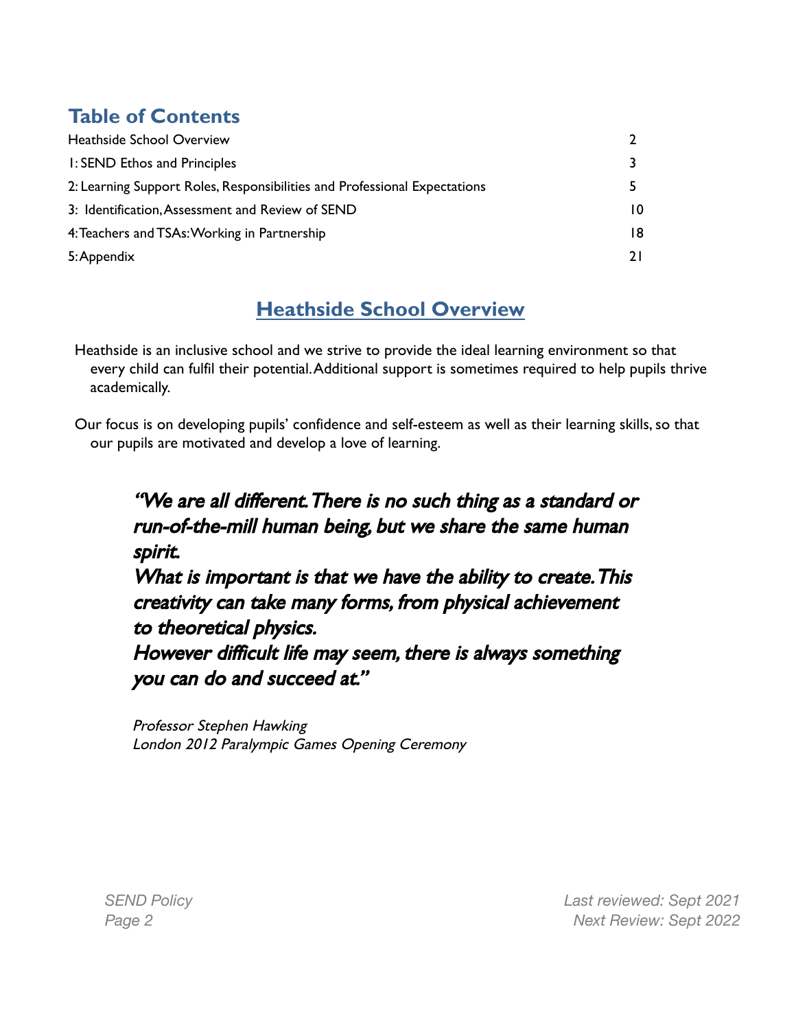## Table of Contents

| | |
|---|---|
| Heathside School Overview | 2 |
| 1: SEND Ethos and Principles | 3 |
| 2: Learning Support Roles, Responsibilities and Professional Expectations | 5 |
| 3: Identification, Assessment and Review of SEND | 10 |
| 4: Teachers and TSAs: Working in Partnership | 18 |
| 5: Appendix | 21 |

# Heathside School Overview

Heathside is an inclusive school and we strive to provide the ideal learning environment so that every child can fulfil their potential. Additional support is sometimes required to help pupils thrive academically.

Our focus is on developing pupils' confidence and self-esteem as well as their learning skills, so that our pupils are motivated and develop a love of learning.

> ***"We are all different. There is no such thing as a standard or run-of-the-mill human being, but we share the same human spirit.***
> ***What is important is that we have the ability to create. This creativity can take many forms, from physical achievement to theoretical physics.***
> ***However difficult life may seem, there is always something you can do and succeed at."***
>
> *Professor Stephen Hawking*
> *London 2012 Paralympic Games Opening Ceremony*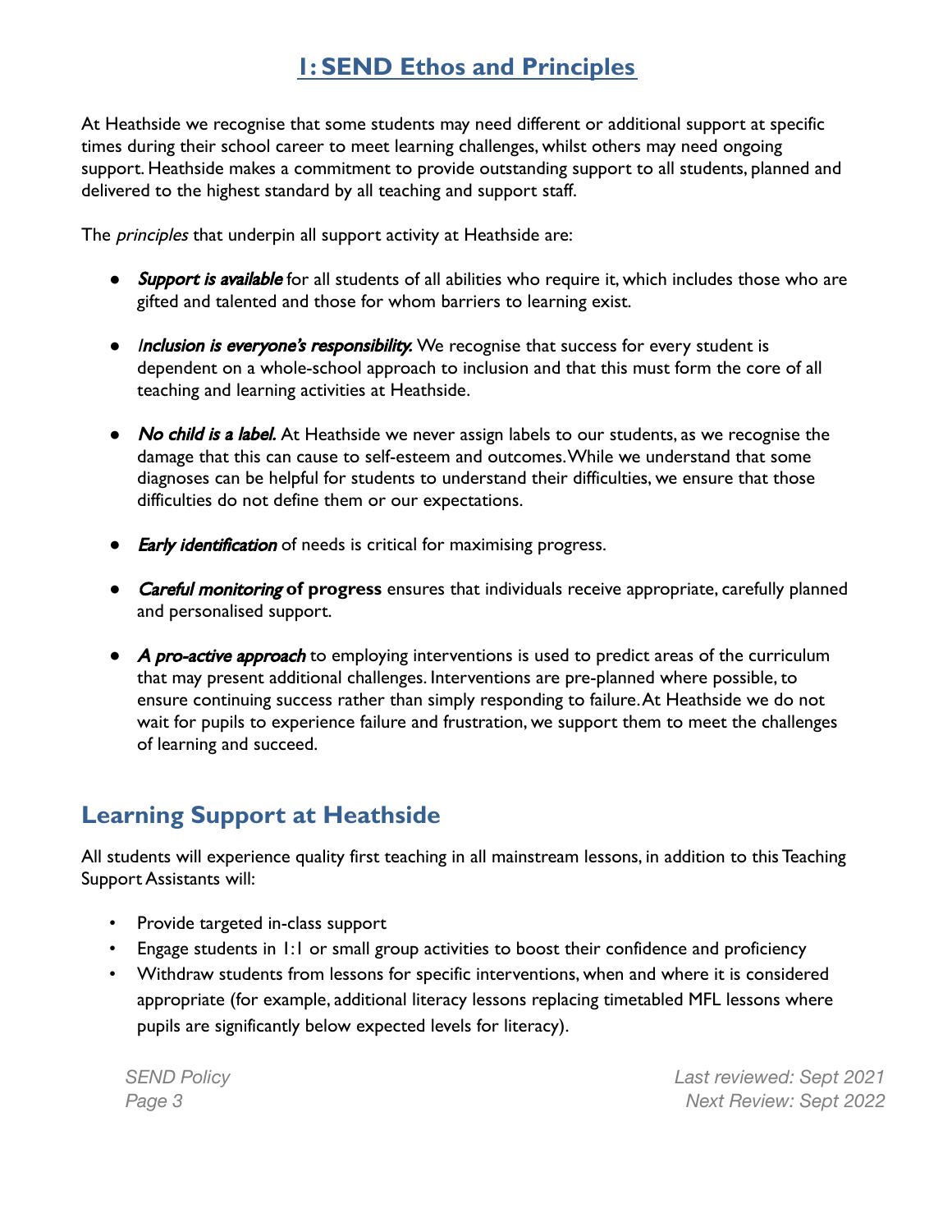# 1: SEND Ethos and Principles

At Heathside we recognise that some students may need different or additional support at specific times during their school career to meet learning challenges, whilst others may need ongoing support. Heathside makes a commitment to provide outstanding support to all students, planned and delivered to the highest standard by all teaching and support staff.

The *principles* that underpin all support activity at Heathside are:

- ***Support is available*** for all students of all abilities who require it, which includes those who are gifted and talented and those for whom barriers to learning exist.
- ***Inclusion is everyone's responsibility.*** We recognise that success for every student is dependent on a whole-school approach to inclusion and that this must form the core of all teaching and learning activities at Heathside.
- ***No child is a label.*** At Heathside we never assign labels to our students, as we recognise the damage that this can cause to self-esteem and outcomes. While we understand that some diagnoses can be helpful for students to understand their difficulties, we ensure that those difficulties do not define them or our expectations.
- ***Early identification*** of needs is critical for maximising progress.
- ***Careful monitoring*** **of progress** ensures that individuals receive appropriate, carefully planned and personalised support.
- ***A pro-active approach*** to employing interventions is used to predict areas of the curriculum that may present additional challenges. Interventions are pre-planned where possible, to ensure continuing success rather than simply responding to failure. At Heathside we do not wait for pupils to experience failure and frustration, we support them to meet the challenges of learning and succeed.

## Learning Support at Heathside

All students will experience quality first teaching in all mainstream lessons, in addition to this Teaching Support Assistants will:

- Provide targeted in-class support
- Engage students in 1:1 or small group activities to boost their confidence and proficiency
- Withdraw students from lessons for specific interventions, when and where it is considered appropriate (for example, additional literacy lessons replacing timetabled MFL lessons where pupils are significantly below expected levels for literacy).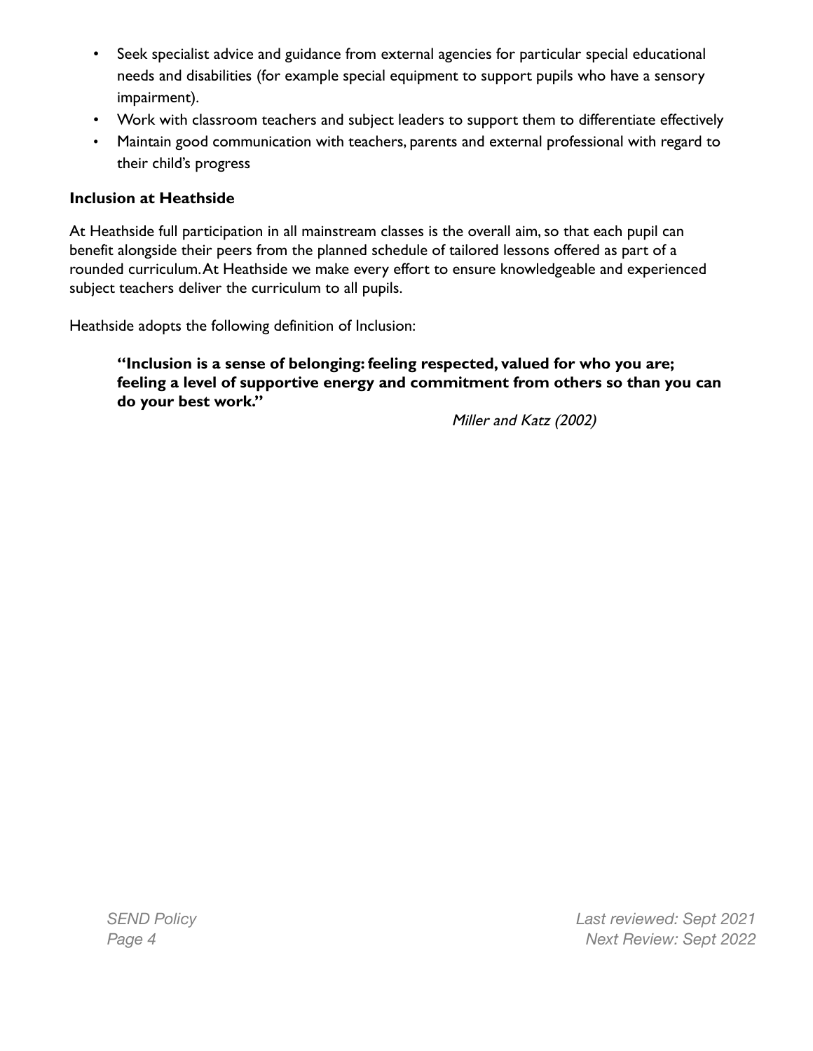- Seek specialist advice and guidance from external agencies for particular special educational needs and disabilities (for example special equipment to support pupils who have a sensory impairment).
- Work with classroom teachers and subject leaders to support them to differentiate effectively
- Maintain good communication with teachers, parents and external professional with regard to their child's progress

**Inclusion at Heathside**

At Heathside full participation in all mainstream classes is the overall aim, so that each pupil can benefit alongside their peers from the planned schedule of tailored lessons offered as part of a rounded curriculum. At Heathside we make every effort to ensure knowledgeable and experienced subject teachers deliver the curriculum to all pupils.

Heathside adopts the following definition of Inclusion:

> **"Inclusion is a sense of belonging: feeling respected, valued for who you are; feeling a level of supportive energy and commitment from others so than you can do your best work."**
>
> *Miller and Katz (2002)*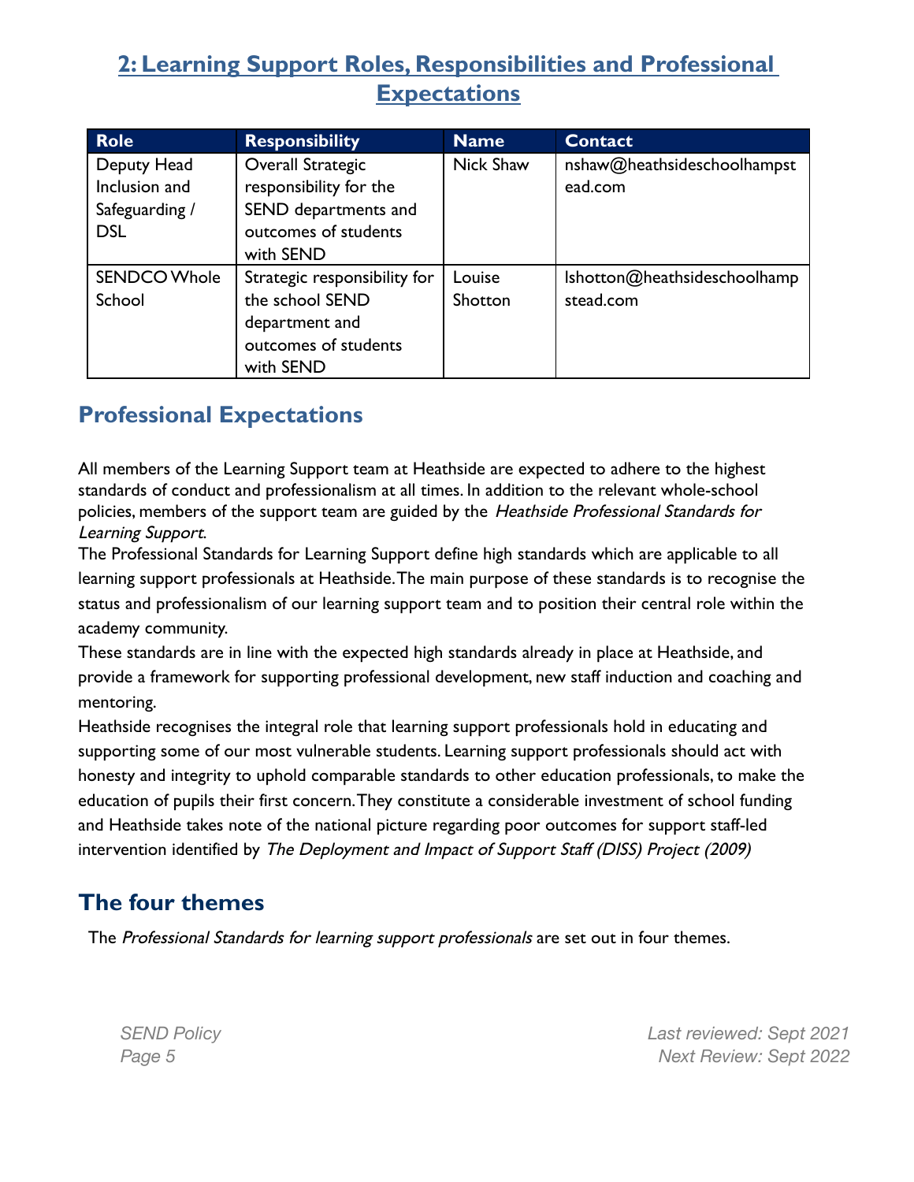## 2: Learning Support Roles, Responsibilities and Professional Expectations

| Role | Responsibility | Name | Contact |
| --- | --- | --- | --- |
| Deputy Head Inclusion and Safeguarding / DSL | Overall Strategic responsibility for the SEND departments and outcomes of students with SEND | Nick Shaw | nshaw@heathsideschoolhampstead.com |
| SENDCO Whole School | Strategic responsibility for the school SEND department and outcomes of students with SEND | Louise Shotton | lshotton@heathsideschoolhampstead.com |

## Professional Expectations

All members of the Learning Support team at Heathside are expected to adhere to the highest standards of conduct and professionalism at all times. In addition to the relevant whole-school policies, members of the support team are guided by the *Heathside Professional Standards for Learning Support*.

The Professional Standards for Learning Support define high standards which are applicable to all learning support professionals at Heathside. The main purpose of these standards is to recognise the status and professionalism of our learning support team and to position their central role within the academy community.

These standards are in line with the expected high standards already in place at Heathside, and provide a framework for supporting professional development, new staff induction and coaching and mentoring.

Heathside recognises the integral role that learning support professionals hold in educating and supporting some of our most vulnerable students. Learning support professionals should act with honesty and integrity to uphold comparable standards to other education professionals, to make the education of pupils their first concern. They constitute a considerable investment of school funding and Heathside takes note of the national picture regarding poor outcomes for support staff-led intervention identified by *The Deployment and Impact of Support Staff (DISS) Project (2009)*

## The four themes

The *Professional Standards for learning support professionals* are set out in four themes.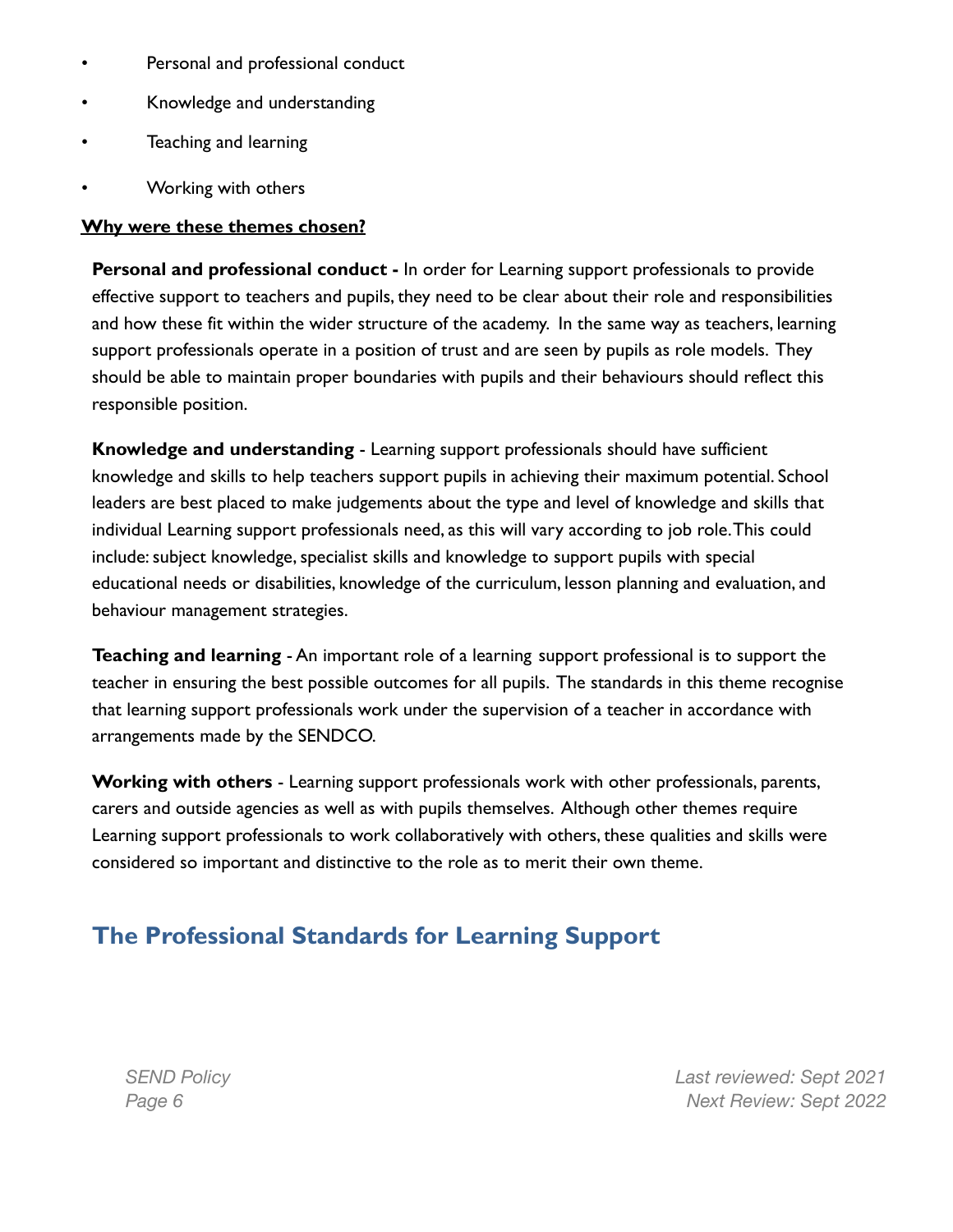- Personal and professional conduct
- Knowledge and understanding
- Teaching and learning
- Working with others

**Why were these themes chosen?**

**Personal and professional conduct -** In order for Learning support professionals to provide effective support to teachers and pupils, they need to be clear about their role and responsibilities and how these fit within the wider structure of the academy. In the same way as teachers, learning support professionals operate in a position of trust and are seen by pupils as role models. They should be able to maintain proper boundaries with pupils and their behaviours should reflect this responsible position.

**Knowledge and understanding** - Learning support professionals should have sufficient knowledge and skills to help teachers support pupils in achieving their maximum potential. School leaders are best placed to make judgements about the type and level of knowledge and skills that individual Learning support professionals need, as this will vary according to job role. This could include: subject knowledge, specialist skills and knowledge to support pupils with special educational needs or disabilities, knowledge of the curriculum, lesson planning and evaluation, and behaviour management strategies.

**Teaching and learning** - An important role of a learning support professional is to support the teacher in ensuring the best possible outcomes for all pupils. The standards in this theme recognise that learning support professionals work under the supervision of a teacher in accordance with arrangements made by the SENDCO.

**Working with others** - Learning support professionals work with other professionals, parents, carers and outside agencies as well as with pupils themselves. Although other themes require Learning support professionals to work collaboratively with others, these qualities and skills were considered so important and distinctive to the role as to merit their own theme.

## The Professional Standards for Learning Support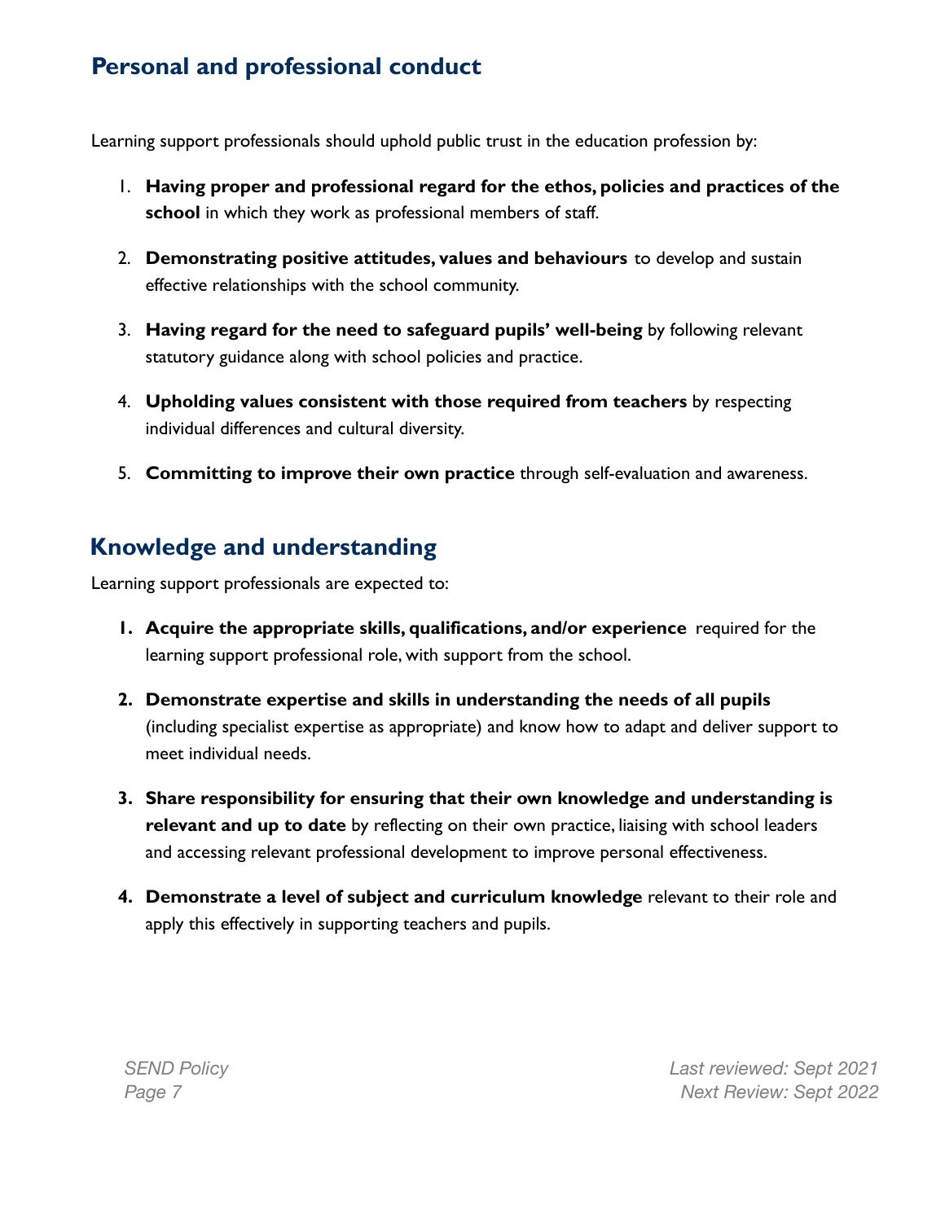## Personal and professional conduct

Learning support professionals should uphold public trust in the education profession by:

1. **Having proper and professional regard for the ethos, policies and practices of the school** in which they work as professional members of staff.
2. **Demonstrating positive attitudes, values and behaviours** to develop and sustain effective relationships with the school community.
3. **Having regard for the need to safeguard pupils' well-being** by following relevant statutory guidance along with school policies and practice.
4. **Upholding values consistent with those required from teachers** by respecting individual differences and cultural diversity.
5. **Committing to improve their own practice** through self-evaluation and awareness.

## Knowledge and understanding

Learning support professionals are expected to:

1. **Acquire the appropriate skills, qualifications, and/or experience** required for the learning support professional role, with support from the school.
2. **Demonstrate expertise and skills in understanding the needs of all pupils** (including specialist expertise as appropriate) and know how to adapt and deliver support to meet individual needs.
3. **Share responsibility for ensuring that their own knowledge and understanding is relevant and up to date** by reflecting on their own practice, liaising with school leaders and accessing relevant professional development to improve personal effectiveness.
4. **Demonstrate a level of subject and curriculum knowledge** relevant to their role and apply this effectively in supporting teachers and pupils.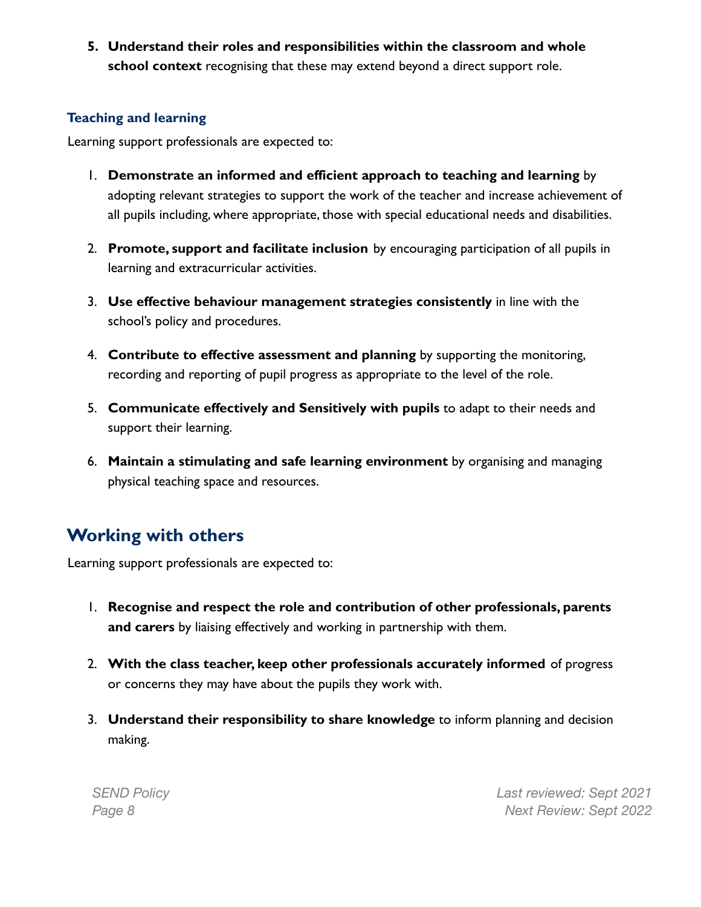5. **Understand their roles and responsibilities within the classroom and whole school context** recognising that these may extend beyond a direct support role.

### Teaching and learning

Learning support professionals are expected to:

1. **Demonstrate an informed and efficient approach to teaching and learning** by adopting relevant strategies to support the work of the teacher and increase achievement of all pupils including, where appropriate, those with special educational needs and disabilities.

2. **Promote, support and facilitate inclusion** by encouraging participation of all pupils in learning and extracurricular activities.

3. **Use effective behaviour management strategies consistently** in line with the school's policy and procedures.

4. **Contribute to effective assessment and planning** by supporting the monitoring, recording and reporting of pupil progress as appropriate to the level of the role.

5. **Communicate effectively and Sensitively with pupils** to adapt to their needs and support their learning.

6. **Maintain a stimulating and safe learning environment** by organising and managing physical teaching space and resources.

## Working with others

Learning support professionals are expected to:

1. **Recognise and respect the role and contribution of other professionals, parents and carers** by liaising effectively and working in partnership with them.

2. **With the class teacher, keep other professionals accurately informed** of progress or concerns they may have about the pupils they work with.

3. **Understand their responsibility to share knowledge** to inform planning and decision making.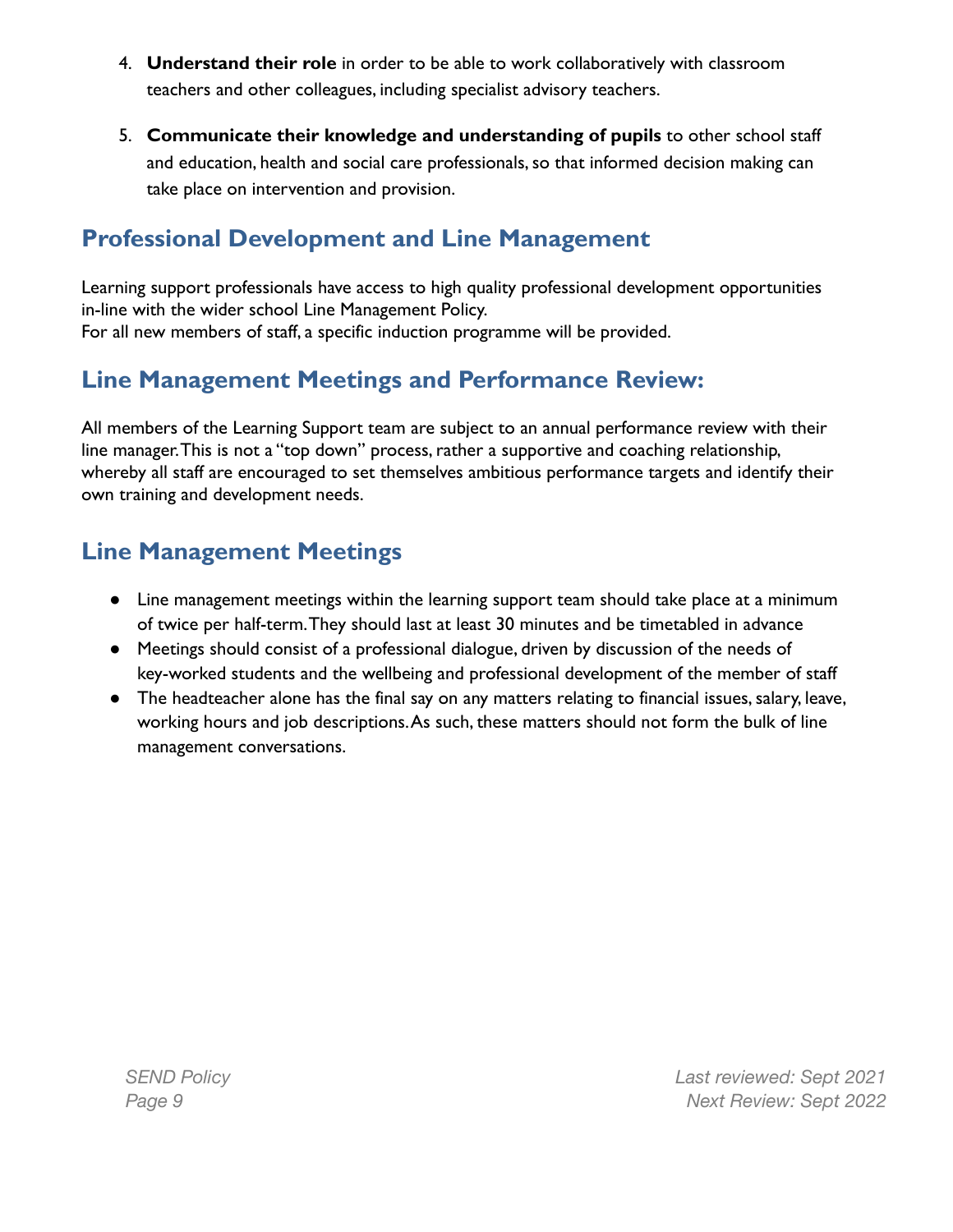4. **Understand their role** in order to be able to work collaboratively with classroom teachers and other colleagues, including specialist advisory teachers.

5. **Communicate their knowledge and understanding of pupils** to other school staff and education, health and social care professionals, so that informed decision making can take place on intervention and provision.

## Professional Development and Line Management

Learning support professionals have access to high quality professional development opportunities in-line with the wider school Line Management Policy.
For all new members of staff, a specific induction programme will be provided.

## Line Management Meetings and Performance Review:

All members of the Learning Support team are subject to an annual performance review with their line manager. This is not a "top down" process, rather a supportive and coaching relationship, whereby all staff are encouraged to set themselves ambitious performance targets and identify their own training and development needs.

## Line Management Meetings

- Line management meetings within the learning support team should take place at a minimum of twice per half-term. They should last at least 30 minutes and be timetabled in advance
- Meetings should consist of a professional dialogue, driven by discussion of the needs of key-worked students and the wellbeing and professional development of the member of staff
- The headteacher alone has the final say on any matters relating to financial issues, salary, leave, working hours and job descriptions. As such, these matters should not form the bulk of line management conversations.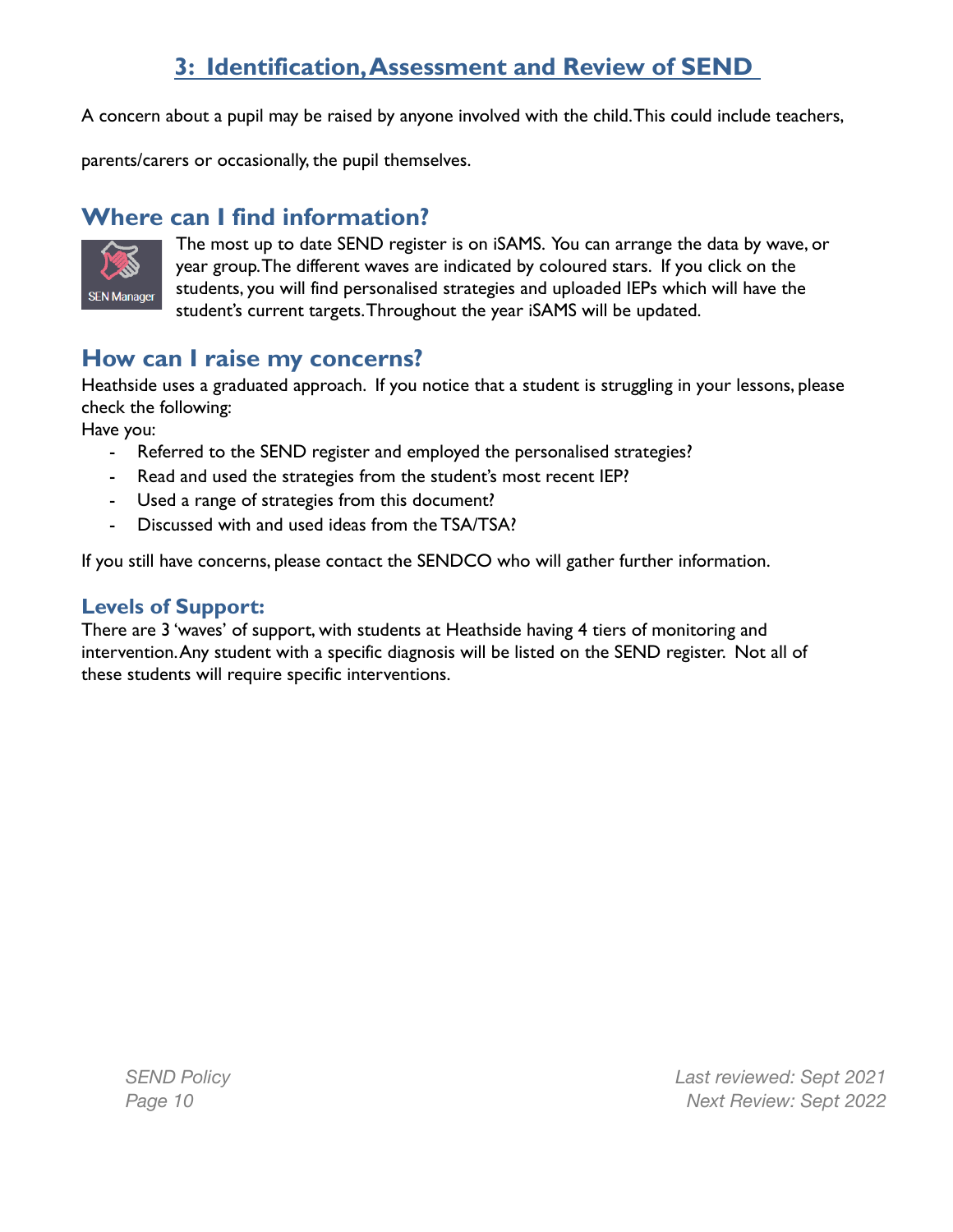## 3: Identification, Assessment and Review of SEND

A concern about a pupil may be raised by anyone involved with the child. This could include teachers, parents/carers or occasionally, the pupil themselves.

### Where can I find information?

SEN Manager

The most up to date SEND register is on iSAMS. You can arrange the data by wave, or year group. The different waves are indicated by coloured stars. If you click on the students, you will find personalised strategies and uploaded IEPs which will have the student's current targets. Throughout the year iSAMS will be updated.

### How can I raise my concerns?

Heathside uses a graduated approach. If you notice that a student is struggling in your lessons, please check the following:

Have you:

- Referred to the SEND register and employed the personalised strategies?
- Read and used the strategies from the student's most recent IEP?
- Used a range of strategies from this document?
- Discussed with and used ideas from the TSA/TSA?

If you still have concerns, please contact the SENDCO who will gather further information.

#### Levels of Support:

There are 3 'waves' of support, with students at Heathside having 4 tiers of monitoring and intervention. Any student with a specific diagnosis will be listed on the SEND register. Not all of these students will require specific interventions.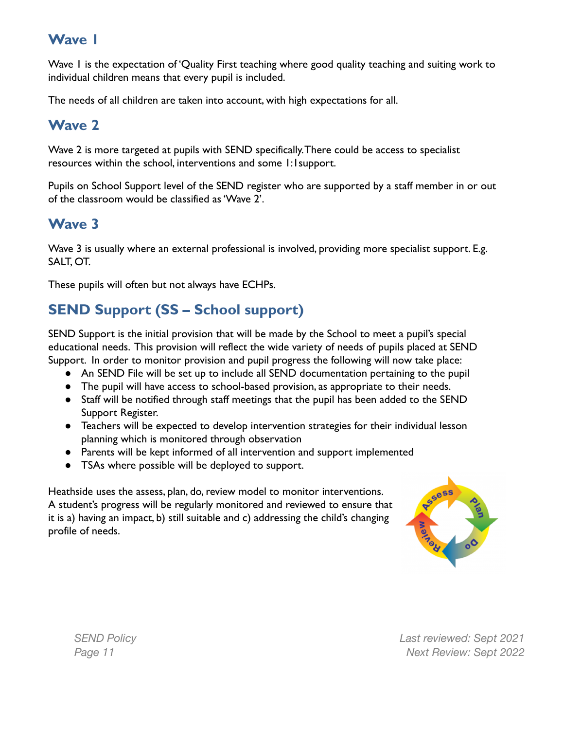## Wave 1

Wave 1 is the expectation of 'Quality First teaching where good quality teaching and suiting work to individual children means that every pupil is included.

The needs of all children are taken into account, with high expectations for all.

## Wave 2

Wave 2 is more targeted at pupils with SEND specifically. There could be access to specialist resources within the school, interventions and some 1:1support.

Pupils on School Support level of the SEND register who are supported by a staff member in or out of the classroom would be classified as 'Wave 2'.

## Wave 3

Wave 3 is usually where an external professional is involved, providing more specialist support. E.g. SALT, OT.

These pupils will often but not always have ECHPs.

## SEND Support (SS – School support)

SEND Support is the initial provision that will be made by the School to meet a pupil's special educational needs. This provision will reflect the wide variety of needs of pupils placed at SEND Support. In order to monitor provision and pupil progress the following will now take place:

- An SEND File will be set up to include all SEND documentation pertaining to the pupil
- The pupil will have access to school-based provision, as appropriate to their needs.
- Staff will be notified through staff meetings that the pupil has been added to the SEND Support Register.
- Teachers will be expected to develop intervention strategies for their individual lesson planning which is monitored through observation
- Parents will be kept informed of all intervention and support implemented
- TSAs where possible will be deployed to support.

Heathside uses the assess, plan, do, review model to monitor interventions. A student's progress will be regularly monitored and reviewed to ensure that it is a) having an impact, b) still suitable and c) addressing the child's changing profile of needs.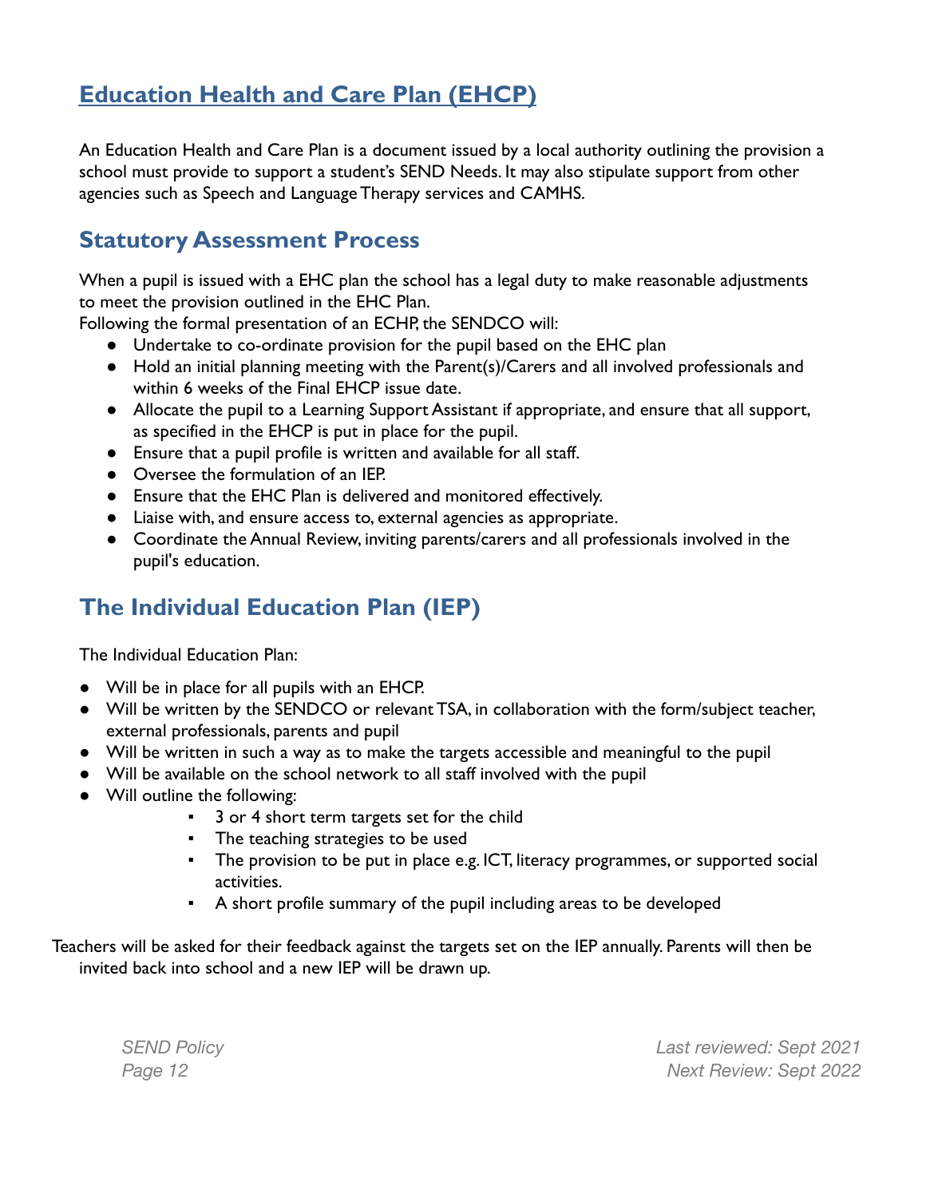## [Education Health and Care Plan (EHCP)]

An Education Health and Care Plan is a document issued by a local authority outlining the provision a school must provide to support a student's SEND Needs. It may also stipulate support from other agencies such as Speech and Language Therapy services and CAMHS.

## Statutory Assessment Process

When a pupil is issued with a EHC plan the school has a legal duty to make reasonable adjustments to meet the provision outlined in the EHC Plan.

Following the formal presentation of an ECHP, the SENDCO will:

- Undertake to co-ordinate provision for the pupil based on the EHC plan
- Hold an initial planning meeting with the Parent(s)/Carers and all involved professionals and within 6 weeks of the Final EHCP issue date.
- Allocate the pupil to a Learning Support Assistant if appropriate, and ensure that all support, as specified in the EHCP is put in place for the pupil.
- Ensure that a pupil profile is written and available for all staff.
- Oversee the formulation of an IEP.
- Ensure that the EHC Plan is delivered and monitored effectively.
- Liaise with, and ensure access to, external agencies as appropriate.
- Coordinate the Annual Review, inviting parents/carers and all professionals involved in the pupil's education.

## The Individual Education Plan (IEP)

The Individual Education Plan:

- Will be in place for all pupils with an EHCP.
- Will be written by the SENDCO or relevant TSA, in collaboration with the form/subject teacher, external professionals, parents and pupil
- Will be written in such a way as to make the targets accessible and meaningful to the pupil
- Will be available on the school network to all staff involved with the pupil
- Will outline the following:
    - 3 or 4 short term targets set for the child
    - The teaching strategies to be used
    - The provision to be put in place e.g. ICT, literacy programmes, or supported social activities.
    - A short profile summary of the pupil including areas to be developed

Teachers will be asked for their feedback against the targets set on the IEP annually. Parents will then be invited back into school and a new IEP will be drawn up.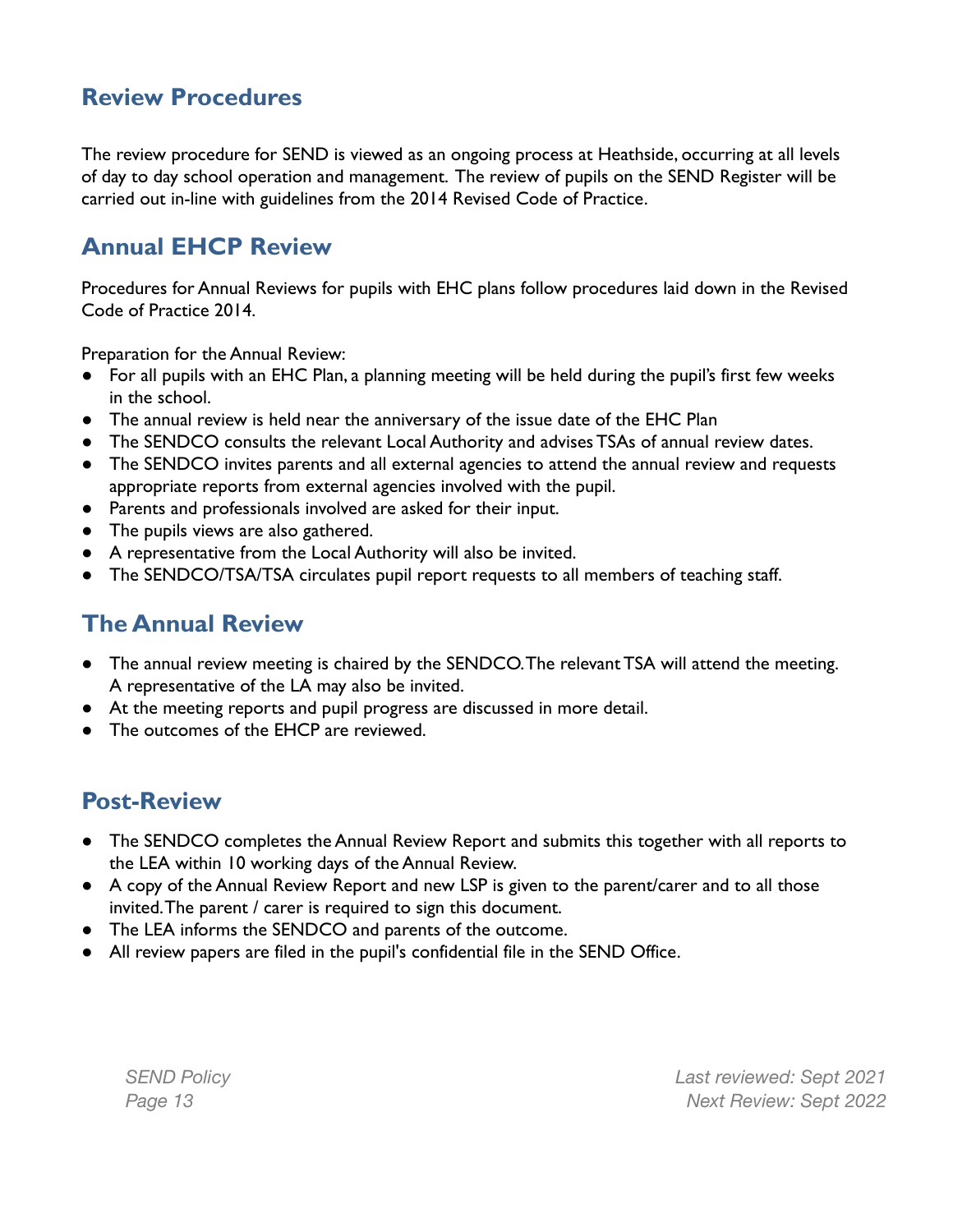## Review Procedures

The review procedure for SEND is viewed as an ongoing process at Heathside, occurring at all levels of day to day school operation and management. The review of pupils on the SEND Register will be carried out in-line with guidelines from the 2014 Revised Code of Practice.

## Annual EHCP Review

Procedures for Annual Reviews for pupils with EHC plans follow procedures laid down in the Revised Code of Practice 2014.

Preparation for the Annual Review:

- For all pupils with an EHC Plan, a planning meeting will be held during the pupil's first few weeks in the school.
- The annual review is held near the anniversary of the issue date of the EHC Plan
- The SENDCO consults the relevant Local Authority and advises TSAs of annual review dates.
- The SENDCO invites parents and all external agencies to attend the annual review and requests appropriate reports from external agencies involved with the pupil.
- Parents and professionals involved are asked for their input.
- The pupils views are also gathered.
- A representative from the Local Authority will also be invited.
- The SENDCO/TSA/TSA circulates pupil report requests to all members of teaching staff.

## The Annual Review

- The annual review meeting is chaired by the SENDCO. The relevant TSA will attend the meeting. A representative of the LA may also be invited.
- At the meeting reports and pupil progress are discussed in more detail.
- The outcomes of the EHCP are reviewed.

## Post-Review

- The SENDCO completes the Annual Review Report and submits this together with all reports to the LEA within 10 working days of the Annual Review.
- A copy of the Annual Review Report and new LSP is given to the parent/carer and to all those invited. The parent / carer is required to sign this document.
- The LEA informs the SENDCO and parents of the outcome.
- All review papers are filed in the pupil's confidential file in the SEND Office.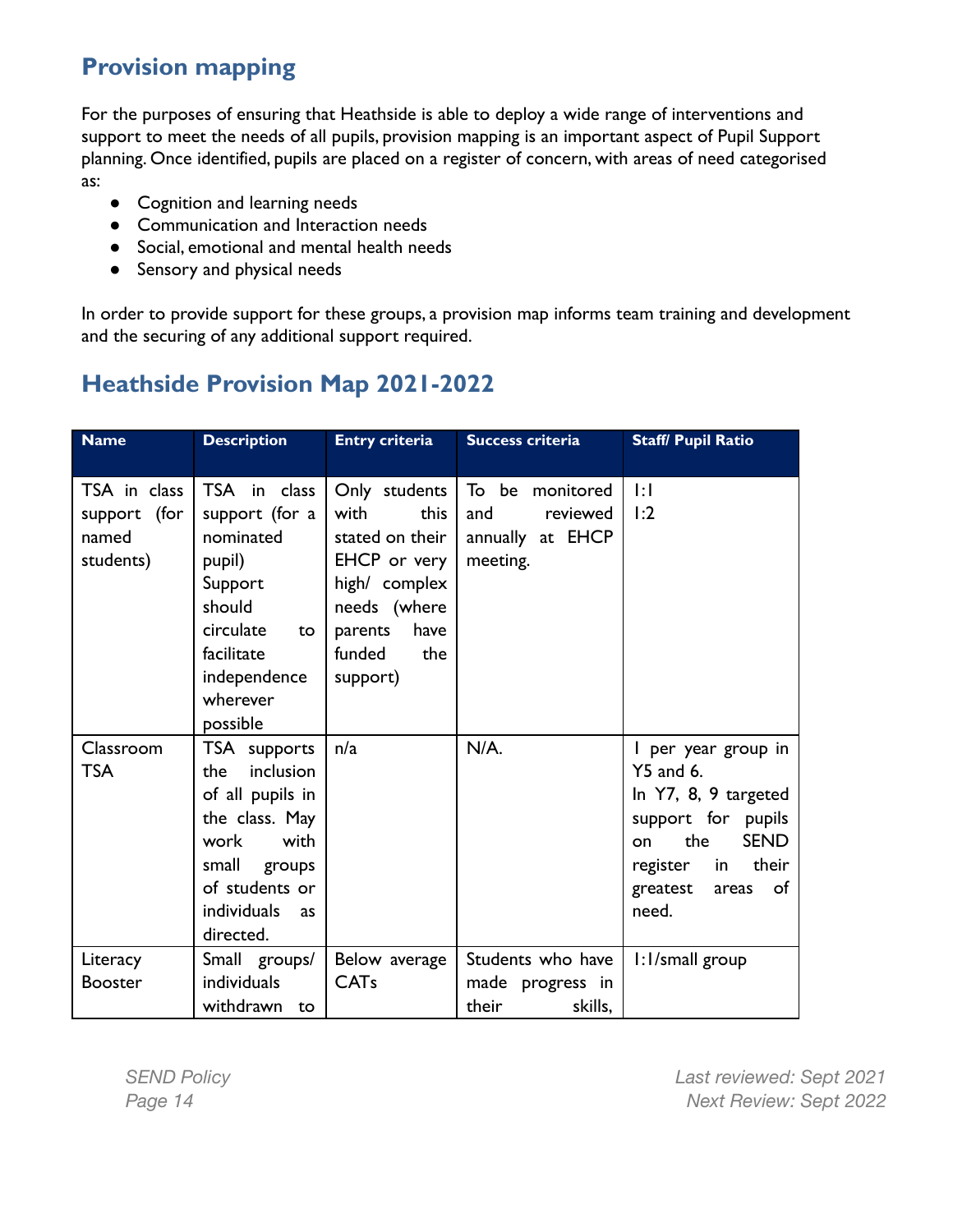## Provision mapping

For the purposes of ensuring that Heathside is able to deploy a wide range of interventions and support to meet the needs of all pupils, provision mapping is an important aspect of Pupil Support planning. Once identified, pupils are placed on a register of concern, with areas of need categorised as:

- Cognition and learning needs
- Communication and Interaction needs
- Social, emotional and mental health needs
- Sensory and physical needs

In order to provide support for these groups, a provision map informs team training and development and the securing of any additional support required.

## Heathside Provision Map 2021-2022

| Name | Description | Entry criteria | Success criteria | Staff/ Pupil Ratio |
|---|---|---|---|---|
| TSA in class support (for named students) | TSA in class support (for a nominated pupil) Support should circulate to facilitate independence wherever possible | Only students with this stated on their EHCP or very high/ complex needs (where parents have funded the support) | To be monitored and reviewed annually at EHCP meeting. | 1:1<br>1:2 |
| Classroom TSA | TSA supports the inclusion of all pupils in the class. May work with small groups of students or individuals as directed. | n/a | N/A. | 1 per year group in Y5 and 6.<br>In Y7, 8, 9 targeted support for pupils on the SEND register in their greatest areas of need. |
| Literacy Booster | Small groups/ individuals withdrawn to | Below average CATs | Students who have made progress in their skills, | 1:1/small group |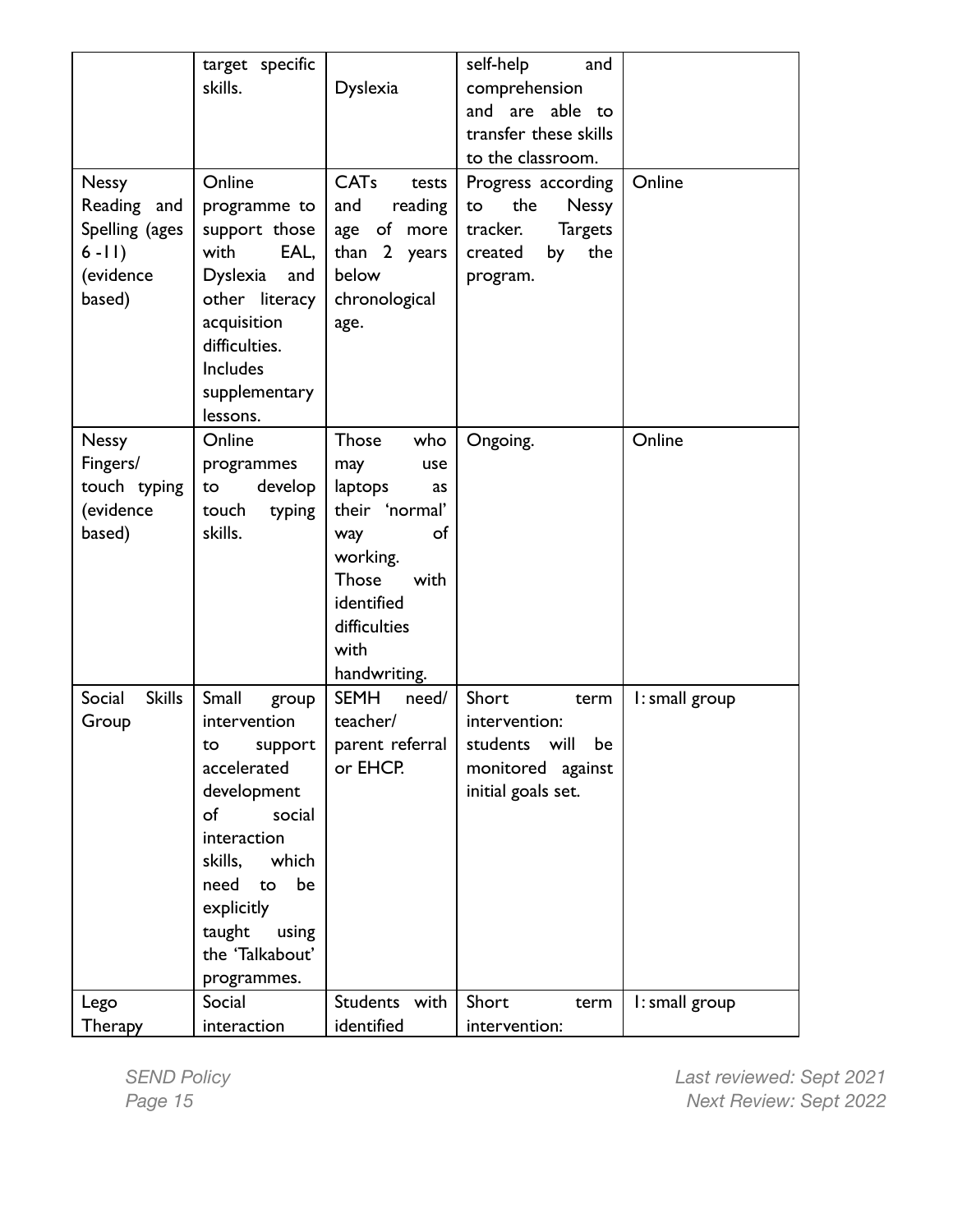| | target specific skills. | Dyslexia | self-help and comprehension and are able to transfer these skills to the classroom. | |
|---|---|---|---|---|
| Nessy Reading and Spelling (ages 6 -11) (evidence based) | Online programme to support those with EAL, Dyslexia and other literacy acquisition difficulties. Includes supplementary lessons. | CATs tests and reading age of more than 2 years below chronological age. | Progress according to the Nessy tracker. Targets created by the program. | Online |
| Nessy Fingers/ touch typing (evidence based) | Online programmes to develop touch typing skills. | Those who may use laptops as their 'normal' way of working. Those with identified difficulties with handwriting. | Ongoing. | Online |
| Social Skills Group | Small group intervention to support accelerated development of social interaction skills, which need to be explicitly taught using the 'Talkabout' programmes. | SEMH need/ teacher/ parent referral or EHCP. | Short term intervention: students will be monitored against initial goals set. | 1: small group |
| Lego Therapy | Social interaction | Students with identified | Short term intervention: | 1: small group |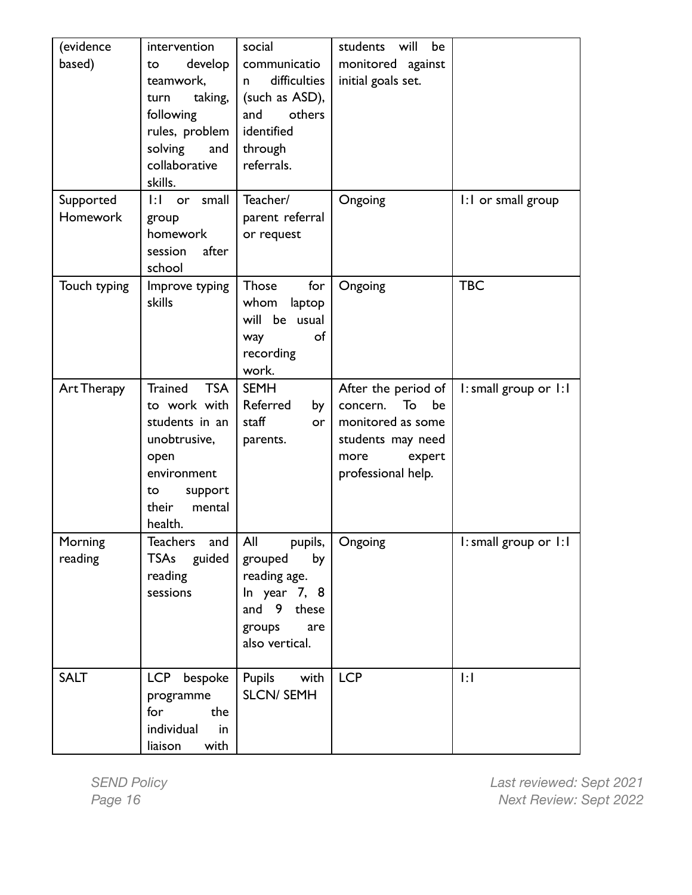| (evidence based) | intervention to develop teamwork, turn taking, following rules, problem solving and collaborative skills. | social communication difficulties (such as ASD), and others identified through referrals. | students will be monitored against initial goals set. | |
|---|---|---|---|---|
| Supported Homework | 1:1 or small group homework session after school | Teacher/ parent referral or request | Ongoing | 1:1 or small group |
| Touch typing | Improve typing skills | Those for whom laptop will be usual way of recording work. | Ongoing | TBC |
| Art Therapy | Trained TSA to work with students in an unobtrusive, open environment to support their mental health. | SEMH Referred by staff or parents. | After the period of concern. To be monitored as some students may need more expert professional help. | 1: small group or 1:1 |
| Morning reading | Teachers and TSAs guided reading sessions | All pupils, grouped by reading age. In year 7, 8 and 9 these groups are also vertical. | Ongoing | 1: small group or 1:1 |
| SALT | LCP bespoke programme for the individual in liaison with | Pupils with SLCN/ SEMH | LCP | 1:1 |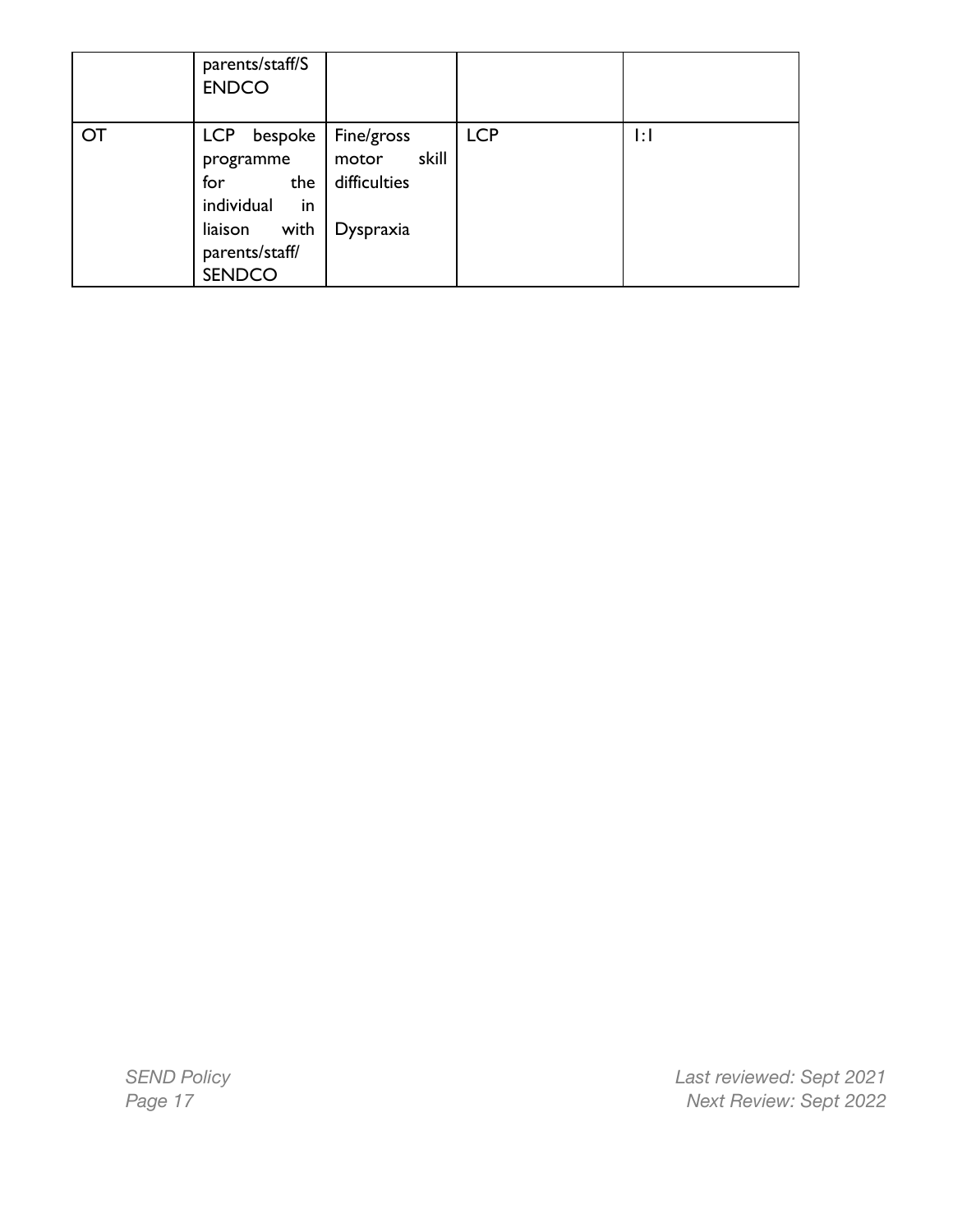| | | | | |
|---|---|---|---|---|
| | parents/staff/SENDCO | | | |
| OT | LCP bespoke programme for the individual in liaison with parents/staff/ SENDCO | Fine/gross motor skill difficulties<br><br>Dyspraxia | LCP | 1:1 |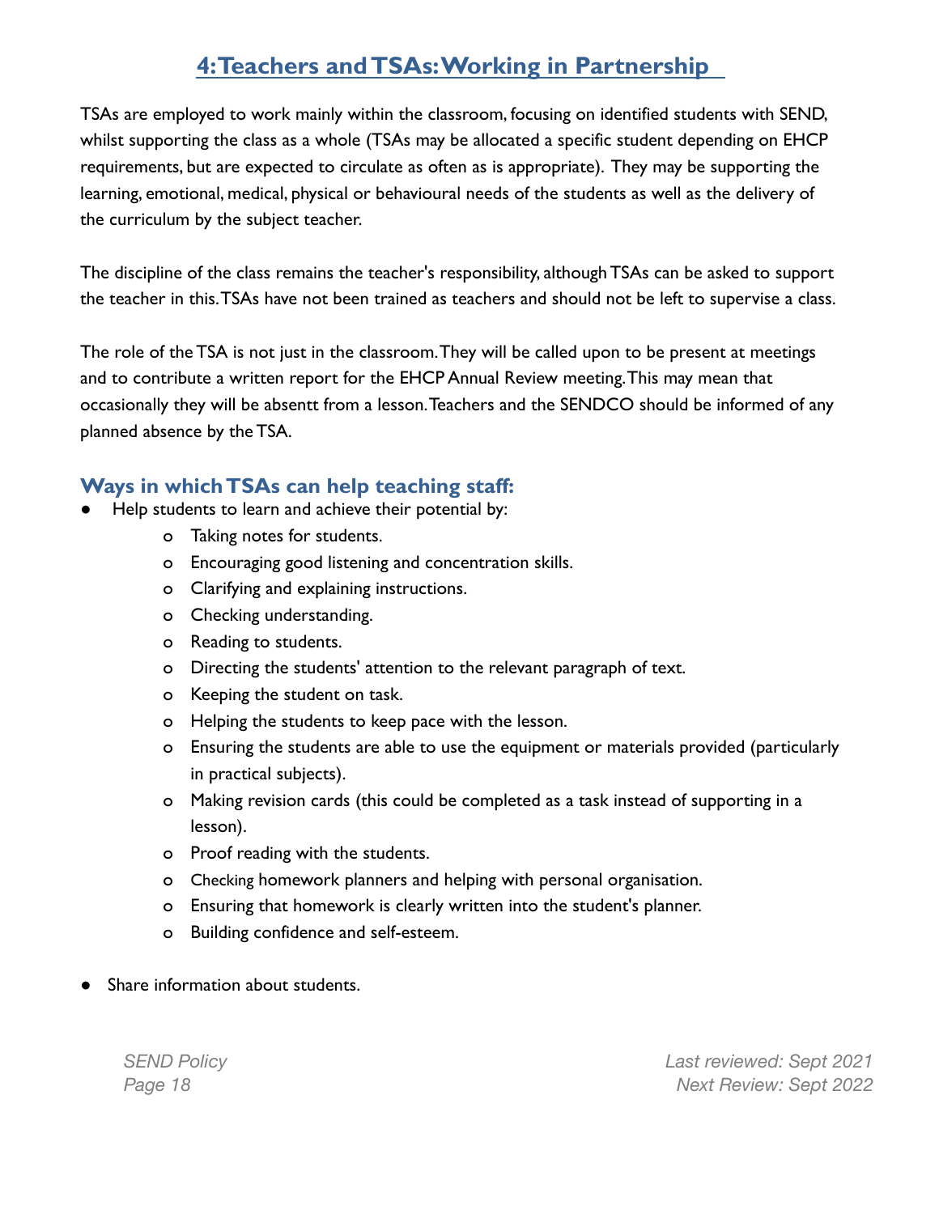## 4: Teachers and TSAs: Working in Partnership

TSAs are employed to work mainly within the classroom, focusing on identified students with SEND, whilst supporting the class as a whole (TSAs may be allocated a specific student depending on EHCP requirements, but are expected to circulate as often as is appropriate). They may be supporting the learning, emotional, medical, physical or behavioural needs of the students as well as the delivery of the curriculum by the subject teacher.

The discipline of the class remains the teacher's responsibility, although TSAs can be asked to support the teacher in this. TSAs have not been trained as teachers and should not be left to supervise a class.

The role of the TSA is not just in the classroom. They will be called upon to be present at meetings and to contribute a written report for the EHCP Annual Review meeting. This may mean that occasionally they will be absentt from a lesson. Teachers and the SENDCO should be informed of any planned absence by the TSA.

### Ways in which TSAs can help teaching staff:

- Help students to learn and achieve their potential by:
  - Taking notes for students.
  - Encouraging good listening and concentration skills.
  - Clarifying and explaining instructions.
  - Checking understanding.
  - Reading to students.
  - Directing the students' attention to the relevant paragraph of text.
  - Keeping the student on task.
  - Helping the students to keep pace with the lesson.
  - Ensuring the students are able to use the equipment or materials provided (particularly in practical subjects).
  - Making revision cards (this could be completed as a task instead of supporting in a lesson).
  - Proof reading with the students.
  - Checking homework planners and helping with personal organisation.
  - Ensuring that homework is clearly written into the student's planner.
  - Building confidence and self-esteem.

- Share information about students.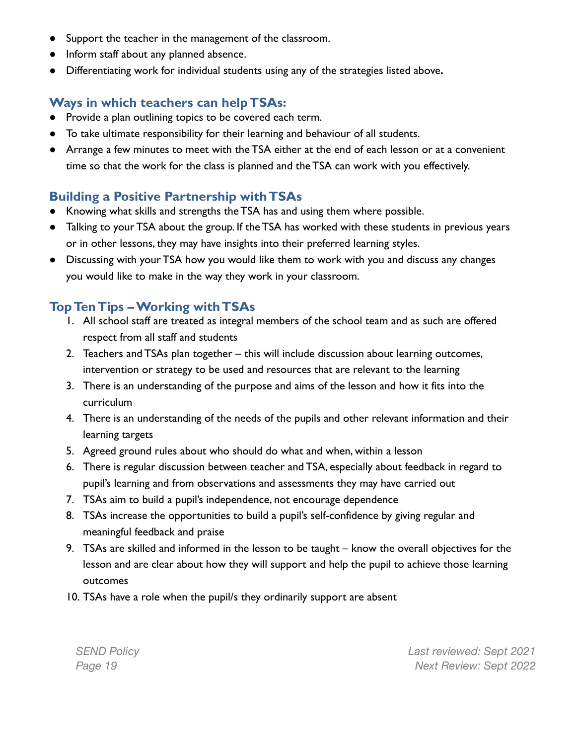- Support the teacher in the management of the classroom.
- Inform staff about any planned absence.
- Differentiating work for individual students using any of the strategies listed above**.**

## Ways in which teachers can help TSAs:

- Provide a plan outlining topics to be covered each term.
- To take ultimate responsibility for their learning and behaviour of all students.
- Arrange a few minutes to meet with the TSA either at the end of each lesson or at a convenient time so that the work for the class is planned and the TSA can work with you effectively.

## Building a Positive Partnership with TSAs

- Knowing what skills and strengths the TSA has and using them where possible.
- Talking to your TSA about the group. If the TSA has worked with these students in previous years or in other lessons, they may have insights into their preferred learning styles.
- Discussing with your TSA how you would like them to work with you and discuss any changes you would like to make in the way they work in your classroom.

## Top Ten Tips – Working with TSAs

1. All school staff are treated as integral members of the school team and as such are offered respect from all staff and students
2. Teachers and TSAs plan together – this will include discussion about learning outcomes, intervention or strategy to be used and resources that are relevant to the learning
3. There is an understanding of the purpose and aims of the lesson and how it fits into the curriculum
4. There is an understanding of the needs of the pupils and other relevant information and their learning targets
5. Agreed ground rules about who should do what and when, within a lesson
6. There is regular discussion between teacher and TSA, especially about feedback in regard to pupil's learning and from observations and assessments they may have carried out
7. TSAs aim to build a pupil's independence, not encourage dependence
8. TSAs increase the opportunities to build a pupil's self-confidence by giving regular and meaningful feedback and praise
9. TSAs are skilled and informed in the lesson to be taught – know the overall objectives for the lesson and are clear about how they will support and help the pupil to achieve those learning outcomes
10. TSAs have a role when the pupil/s they ordinarily support are absent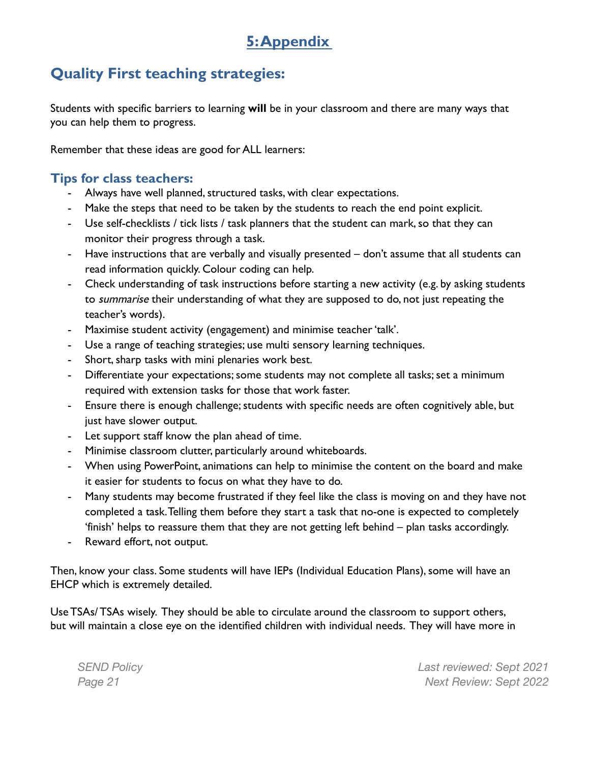# 5: Appendix

## Quality First teaching strategies:

Students with specific barriers to learning **will** be in your classroom and there are many ways that you can help them to progress.

Remember that these ideas are good for ALL learners:

### Tips for class teachers:

- Always have well planned, structured tasks, with clear expectations.
- Make the steps that need to be taken by the students to reach the end point explicit.
- Use self-checklists / tick lists / task planners that the student can mark, so that they can monitor their progress through a task.
- Have instructions that are verbally and visually presented – don't assume that all students can read information quickly. Colour coding can help.
- Check understanding of task instructions before starting a new activity (e.g. by asking students to *summarise* their understanding of what they are supposed to do, not just repeating the teacher's words).
- Maximise student activity (engagement) and minimise teacher 'talk'.
- Use a range of teaching strategies; use multi sensory learning techniques.
- Short, sharp tasks with mini plenaries work best.
- Differentiate your expectations; some students may not complete all tasks; set a minimum required with extension tasks for those that work faster.
- Ensure there is enough challenge; students with specific needs are often cognitively able, but just have slower output.
- Let support staff know the plan ahead of time.
- Minimise classroom clutter, particularly around whiteboards.
- When using PowerPoint, animations can help to minimise the content on the board and make it easier for students to focus on what they have to do.
- Many students may become frustrated if they feel like the class is moving on and they have not completed a task. Telling them before they start a task that no-one is expected to completely 'finish' helps to reassure them that they are not getting left behind – plan tasks accordingly.
- Reward effort, not output.

Then, know your class. Some students will have IEPs (Individual Education Plans), some will have an EHCP which is extremely detailed.

Use TSAs/ TSAs wisely. They should be able to circulate around the classroom to support others, but will maintain a close eye on the identified children with individual needs. They will have more in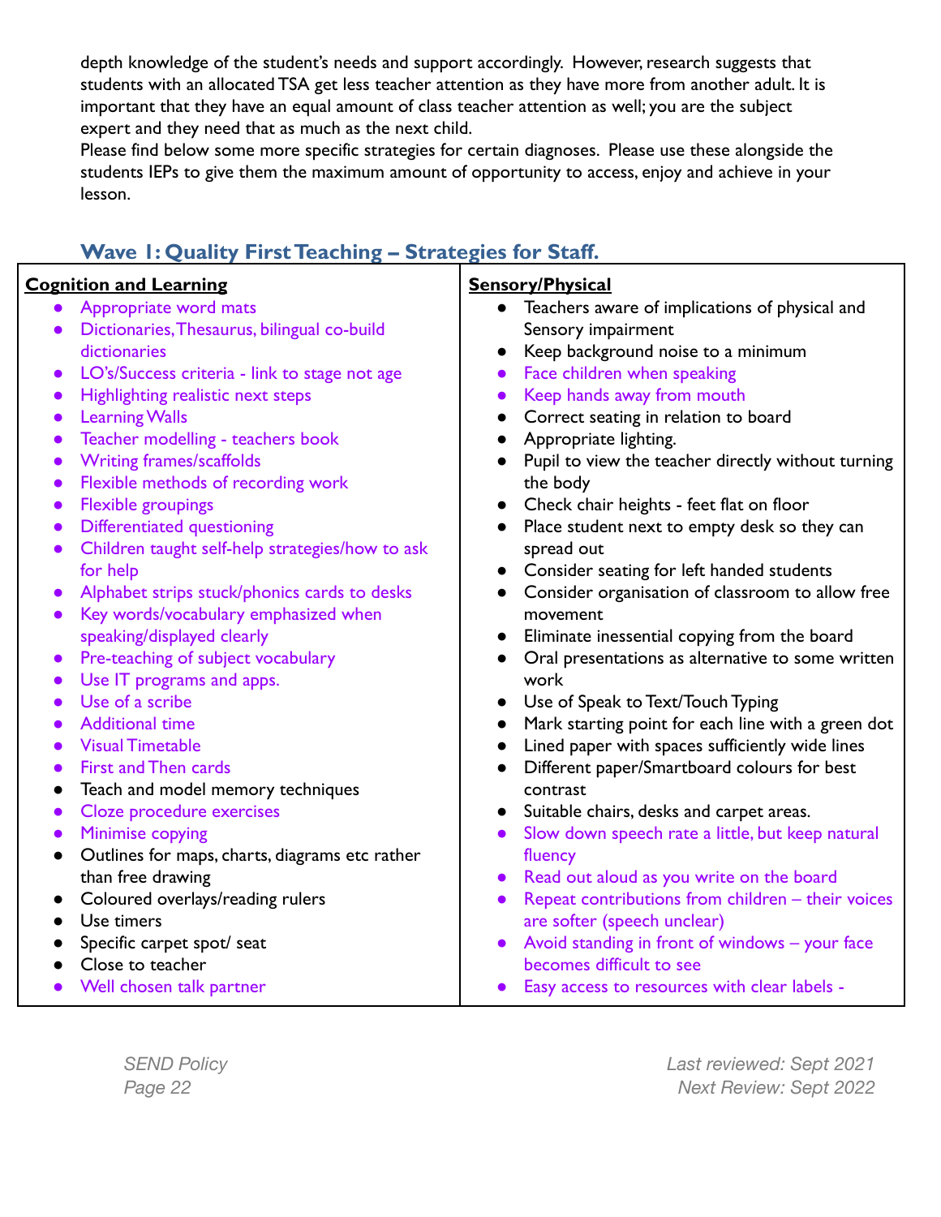depth knowledge of the student's needs and support accordingly. However, research suggests that students with an allocated TSA get less teacher attention as they have more from another adult. It is important that they have an equal amount of class teacher attention as well; you are the subject expert and they need that as much as the next child.
Please find below some more specific strategies for certain diagnoses. Please use these alongside the students IEPs to give them the maximum amount of opportunity to access, enjoy and achieve in your lesson.

## Wave 1: Quality First Teaching – Strategies for Staff.

| **Cognition and Learning** | **Sensory/Physical** |
|---|---|
| • Appropriate word mats<br>• Dictionaries, Thesaurus, bilingual co-build dictionaries<br>• LO's/Success criteria - link to stage not age<br>• Highlighting realistic next steps<br>• Learning Walls<br>• Teacher modelling - teachers book<br>• Writing frames/scaffolds<br>• Flexible methods of recording work<br>• Flexible groupings<br>• Differentiated questioning<br>• Children taught self-help strategies/how to ask for help<br>• Alphabet strips stuck/phonics cards to desks<br>• Key words/vocabulary emphasized when speaking/displayed clearly<br>• Pre-teaching of subject vocabulary<br>• Use IT programs and apps.<br>• Use of a scribe<br>• Additional time<br>• Visual Timetable<br>• First and Then cards<br>• Teach and model memory techniques<br>• Cloze procedure exercises<br>• Minimise copying<br>• Outlines for maps, charts, diagrams etc rather than free drawing<br>• Coloured overlays/reading rulers<br>• Use timers<br>• Specific carpet spot/ seat<br>• Close to teacher<br>• Well chosen talk partner | • Teachers aware of implications of physical and Sensory impairment<br>• Keep background noise to a minimum<br>• Face children when speaking<br>• Keep hands away from mouth<br>• Correct seating in relation to board<br>• Appropriate lighting.<br>• Pupil to view the teacher directly without turning the body<br>• Check chair heights - feet flat on floor<br>• Place student next to empty desk so they can spread out<br>• Consider seating for left handed students<br>• Consider organisation of classroom to allow free movement<br>• Eliminate inessential copying from the board<br>• Oral presentations as alternative to some written work<br>• Use of Speak to Text/Touch Typing<br>• Mark starting point for each line with a green dot<br>• Lined paper with spaces sufficiently wide lines<br>• Different paper/Smartboard colours for best contrast<br>• Suitable chairs, desks and carpet areas.<br>• Slow down speech rate a little, but keep natural fluency<br>• Read out aloud as you write on the board<br>• Repeat contributions from children – their voices are softer (speech unclear)<br>• Avoid standing in front of windows – your face becomes difficult to see<br>• Easy access to resources with clear labels - |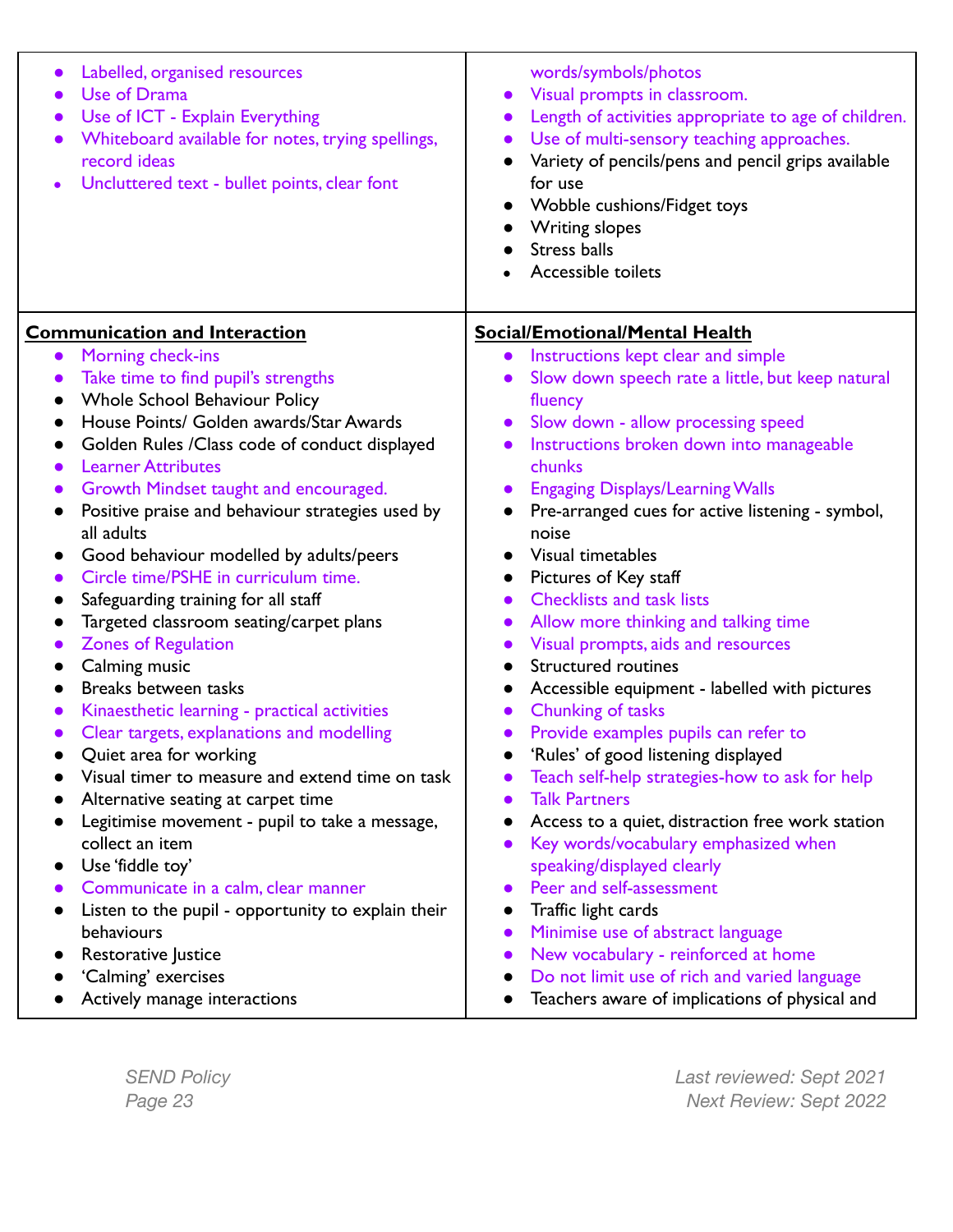| | |
|---|---|
| <ul><li>Labelled, organised resources</li><li>Use of Drama</li><li>Use of ICT - Explain Everything</li><li>Whiteboard available for notes, trying spellings, record ideas</li><li>Uncluttered text - bullet points, clear font</li></ul> | words/symbols/photos<ul><li>Visual prompts in classroom.</li><li>Length of activities appropriate to age of children.</li><li>Use of multi-sensory teaching approaches.</li><li>Variety of pencils/pens and pencil grips available for use</li><li>Wobble cushions/Fidget toys</li><li>Writing slopes</li><li>Stress balls</li><li>Accessible toilets</li></ul> |
| **Communication and Interaction**<ul><li>Morning check-ins</li><li>Take time to find pupil's strengths</li><li>Whole School Behaviour Policy</li><li>House Points/ Golden awards/Star Awards</li><li>Golden Rules /Class code of conduct displayed</li><li>Learner Attributes</li><li>Growth Mindset taught and encouraged.</li><li>Positive praise and behaviour strategies used by all adults</li><li>Good behaviour modelled by adults/peers</li><li>Circle time/PSHE in curriculum time.</li><li>Safeguarding training for all staff</li><li>Targeted classroom seating/carpet plans</li><li>Zones of Regulation</li><li>Calming music</li><li>Breaks between tasks</li><li>Kinaesthetic learning - practical activities</li><li>Clear targets, explanations and modelling</li><li>Quiet area for working</li><li>Visual timer to measure and extend time on task</li><li>Alternative seating at carpet time</li><li>Legitimise movement - pupil to take a message, collect an item</li><li>Use 'fiddle toy'</li><li>Communicate in a calm, clear manner</li><li>Listen to the pupil - opportunity to explain their behaviours</li><li>Restorative Justice</li><li>'Calming' exercises</li><li>Actively manage interactions</li></ul> | **Social/Emotional/Mental Health**<ul><li>Instructions kept clear and simple</li><li>Slow down speech rate a little, but keep natural fluency</li><li>Slow down - allow processing speed</li><li>Instructions broken down into manageable chunks</li><li>Engaging Displays/Learning Walls</li><li>Pre-arranged cues for active listening - symbol, noise</li><li>Visual timetables</li><li>Pictures of Key staff</li><li>Checklists and task lists</li><li>Allow more thinking and talking time</li><li>Visual prompts, aids and resources</li><li>Structured routines</li><li>Accessible equipment - labelled with pictures</li><li>Chunking of tasks</li><li>Provide examples pupils can refer to</li><li>'Rules' of good listening displayed</li><li>Teach self-help strategies-how to ask for help</li><li>Talk Partners</li><li>Access to a quiet, distraction free work station</li><li>Key words/vocabulary emphasized when speaking/displayed clearly</li><li>Peer and self-assessment</li><li>Traffic light cards</li><li>Minimise use of abstract language</li><li>New vocabulary - reinforced at home</li><li>Do not limit use of rich and varied language</li><li>Teachers aware of implications of physical and</li></ul> |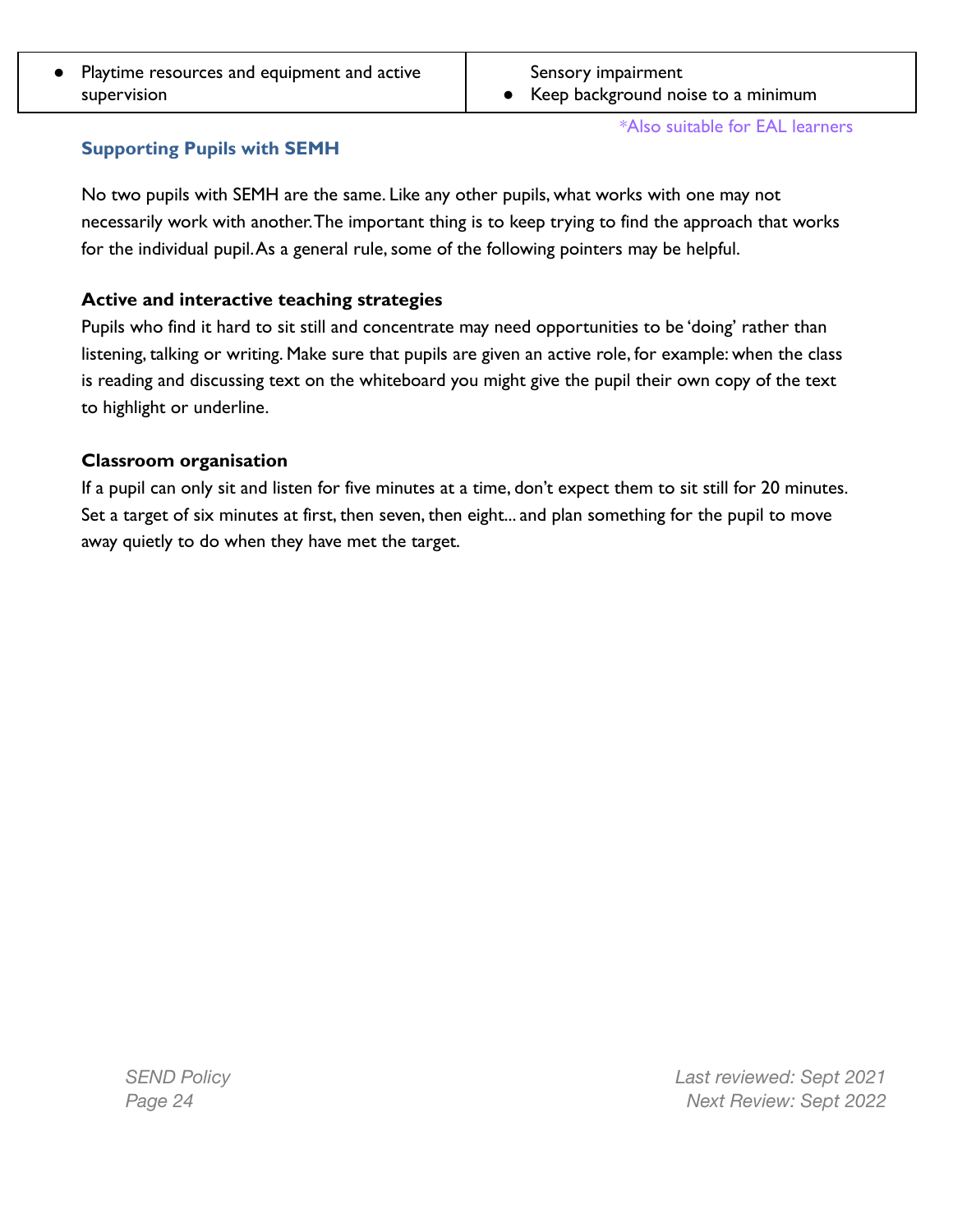| | |
|---|---|
| ● Playtime resources and equipment and active supervision | Sensory impairment<br>● Keep background noise to a minimum |

*Also suitable for EAL learners

### Supporting Pupils with SEMH

No two pupils with SEMH are the same. Like any other pupils, what works with one may not necessarily work with another. The important thing is to keep trying to find the approach that works for the individual pupil. As a general rule, some of the following pointers may be helpful.

**Active and interactive teaching strategies**

Pupils who find it hard to sit still and concentrate may need opportunities to be 'doing' rather than listening, talking or writing. Make sure that pupils are given an active role, for example: when the class is reading and discussing text on the whiteboard you might give the pupil their own copy of the text to highlight or underline.

**Classroom organisation**

If a pupil can only sit and listen for five minutes at a time, don't expect them to sit still for 20 minutes. Set a target of six minutes at first, then seven, then eight... and plan something for the pupil to move away quietly to do when they have met the target.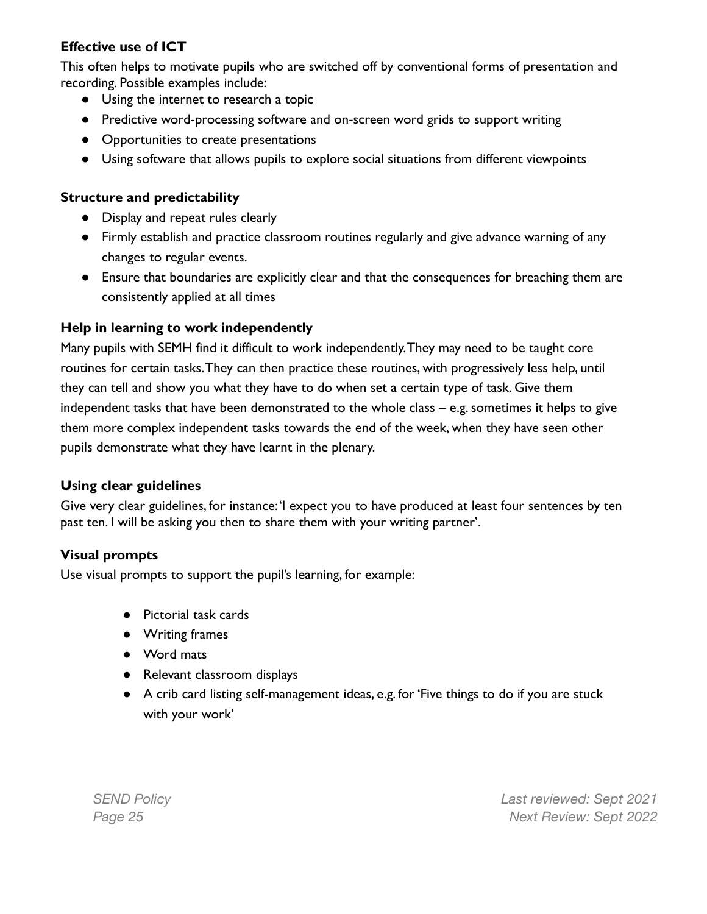**Effective use of ICT**

This often helps to motivate pupils who are switched off by conventional forms of presentation and recording. Possible examples include:

- Using the internet to research a topic
- Predictive word-processing software and on-screen word grids to support writing
- Opportunities to create presentations
- Using software that allows pupils to explore social situations from different viewpoints

**Structure and predictability**

- Display and repeat rules clearly
- Firmly establish and practice classroom routines regularly and give advance warning of any changes to regular events.
- Ensure that boundaries are explicitly clear and that the consequences for breaching them are consistently applied at all times

**Help in learning to work independently**

Many pupils with SEMH find it difficult to work independently. They may need to be taught core routines for certain tasks. They can then practice these routines, with progressively less help, until they can tell and show you what they have to do when set a certain type of task. Give them independent tasks that have been demonstrated to the whole class – e.g. sometimes it helps to give them more complex independent tasks towards the end of the week, when they have seen other pupils demonstrate what they have learnt in the plenary.

**Using clear guidelines**

Give very clear guidelines, for instance: 'I expect you to have produced at least four sentences by ten past ten. I will be asking you then to share them with your writing partner'.

**Visual prompts**

Use visual prompts to support the pupil's learning, for example:

- Pictorial task cards
- Writing frames
- Word mats
- Relevant classroom displays
- A crib card listing self-management ideas, e.g. for 'Five things to do if you are stuck with your work'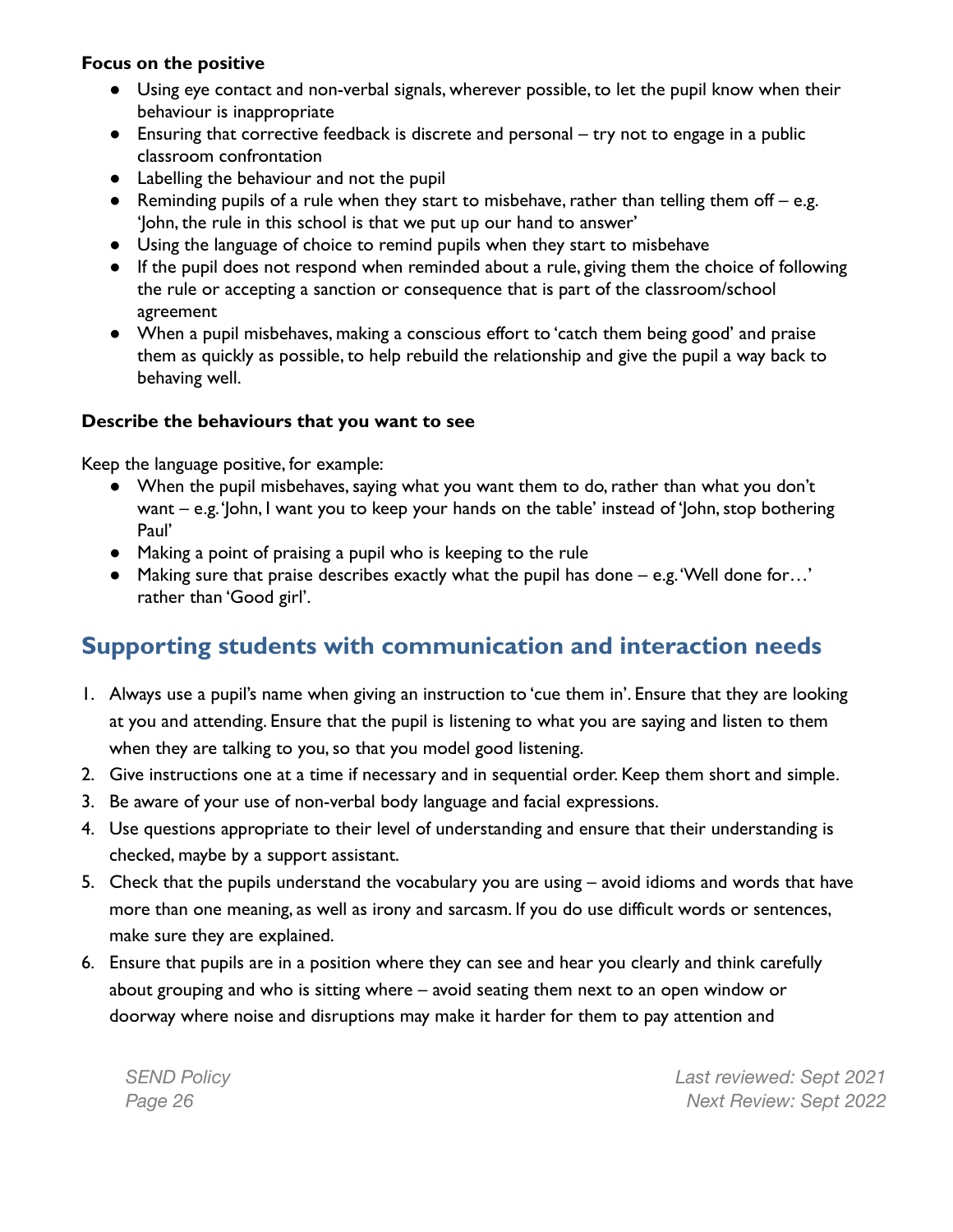**Focus on the positive**

- Using eye contact and non-verbal signals, wherever possible, to let the pupil know when their behaviour is inappropriate
- Ensuring that corrective feedback is discrete and personal – try not to engage in a public classroom confrontation
- Labelling the behaviour and not the pupil
- Reminding pupils of a rule when they start to misbehave, rather than telling them off – e.g. 'John, the rule in this school is that we put up our hand to answer'
- Using the language of choice to remind pupils when they start to misbehave
- If the pupil does not respond when reminded about a rule, giving them the choice of following the rule or accepting a sanction or consequence that is part of the classroom/school agreement
- When a pupil misbehaves, making a conscious effort to 'catch them being good' and praise them as quickly as possible, to help rebuild the relationship and give the pupil a way back to behaving well.

**Describe the behaviours that you want to see**

Keep the language positive, for example:

- When the pupil misbehaves, saying what you want them to do, rather than what you don't want – e.g. 'John, I want you to keep your hands on the table' instead of 'John, stop bothering Paul'
- Making a point of praising a pupil who is keeping to the rule
- Making sure that praise describes exactly what the pupil has done – e.g. 'Well done for…' rather than 'Good girl'.

## Supporting students with communication and interaction needs

1. Always use a pupil's name when giving an instruction to 'cue them in'. Ensure that they are looking at you and attending. Ensure that the pupil is listening to what you are saying and listen to them when they are talking to you, so that you model good listening.
2. Give instructions one at a time if necessary and in sequential order. Keep them short and simple.
3. Be aware of your use of non-verbal body language and facial expressions.
4. Use questions appropriate to their level of understanding and ensure that their understanding is checked, maybe by a support assistant.
5. Check that the pupils understand the vocabulary you are using – avoid idioms and words that have more than one meaning, as well as irony and sarcasm. If you do use difficult words or sentences, make sure they are explained.
6. Ensure that pupils are in a position where they can see and hear you clearly and think carefully about grouping and who is sitting where – avoid seating them next to an open window or doorway where noise and disruptions may make it harder for them to pay attention and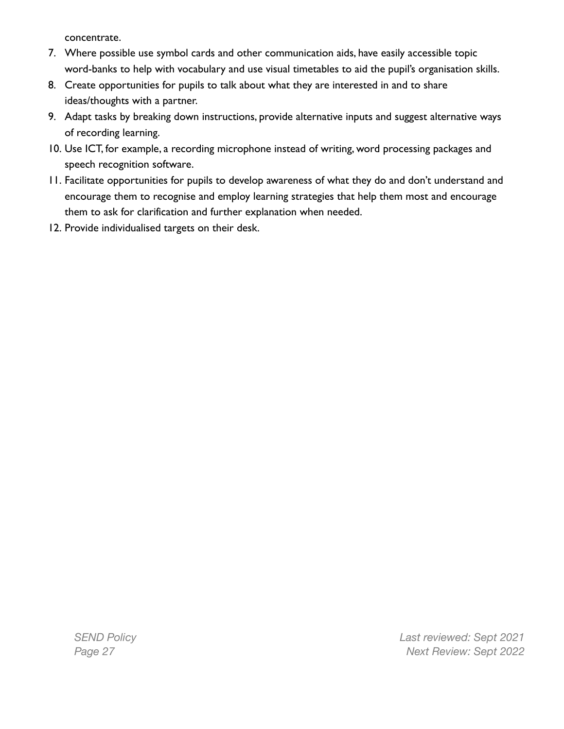concentrate.

7. Where possible use symbol cards and other communication aids, have easily accessible topic word-banks to help with vocabulary and use visual timetables to aid the pupil's organisation skills.
8. Create opportunities for pupils to talk about what they are interested in and to share ideas/thoughts with a partner.
9. Adapt tasks by breaking down instructions, provide alternative inputs and suggest alternative ways of recording learning.
10. Use ICT, for example, a recording microphone instead of writing, word processing packages and speech recognition software.
11. Facilitate opportunities for pupils to develop awareness of what they do and don't understand and encourage them to recognise and employ learning strategies that help them most and encourage them to ask for clarification and further explanation when needed.
12. Provide individualised targets on their desk.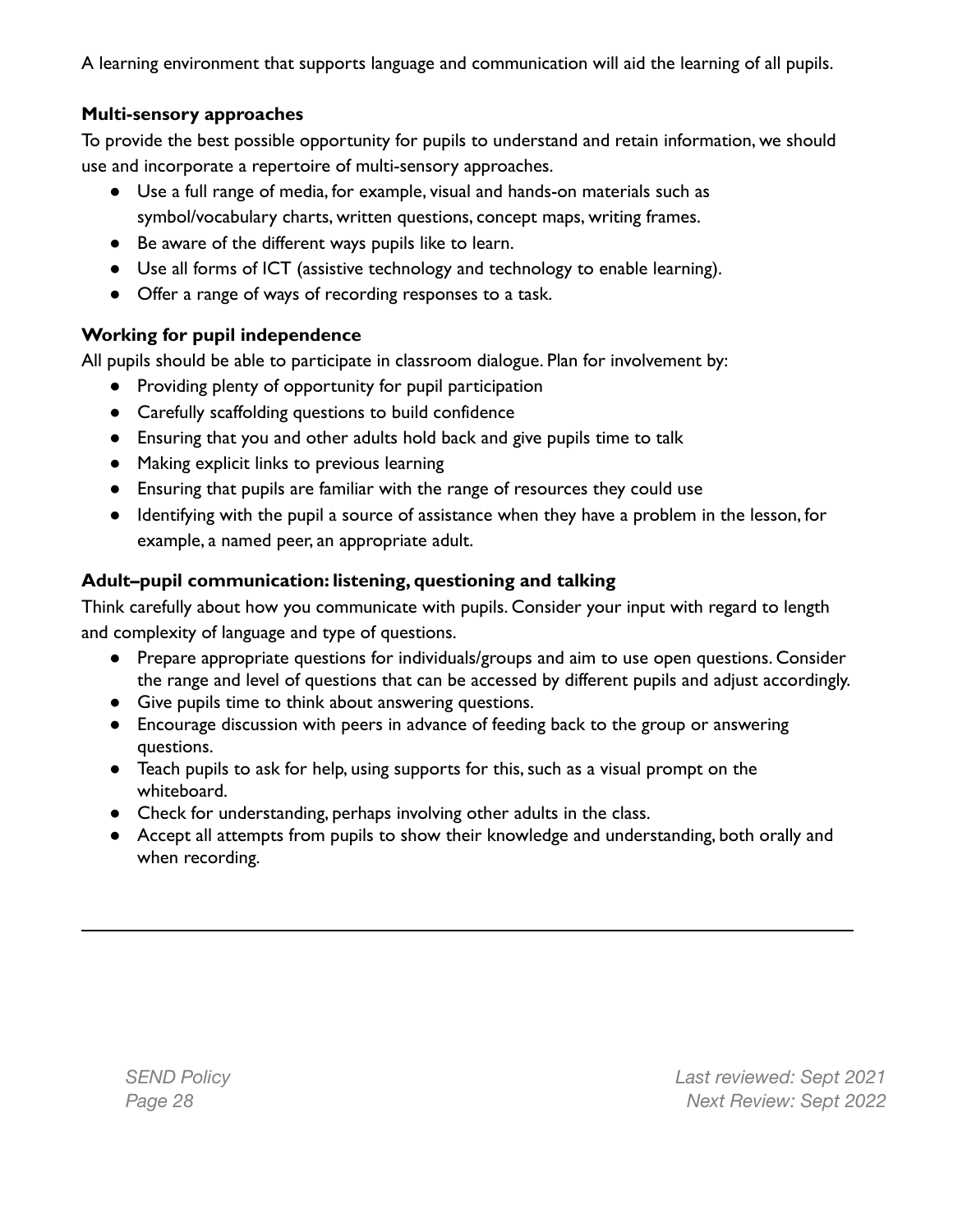A learning environment that supports language and communication will aid the learning of all pupils.

**Multi-sensory approaches**

To provide the best possible opportunity for pupils to understand and retain information, we should use and incorporate a repertoire of multi-sensory approaches.

- Use a full range of media, for example, visual and hands-on materials such as symbol/vocabulary charts, written questions, concept maps, writing frames.
- Be aware of the different ways pupils like to learn.
- Use all forms of ICT (assistive technology and technology to enable learning).
- Offer a range of ways of recording responses to a task.

**Working for pupil independence**

All pupils should be able to participate in classroom dialogue. Plan for involvement by:

- Providing plenty of opportunity for pupil participation
- Carefully scaffolding questions to build confidence
- Ensuring that you and other adults hold back and give pupils time to talk
- Making explicit links to previous learning
- Ensuring that pupils are familiar with the range of resources they could use
- Identifying with the pupil a source of assistance when they have a problem in the lesson, for example, a named peer, an appropriate adult.

**Adult–pupil communication: listening, questioning and talking**

Think carefully about how you communicate with pupils. Consider your input with regard to length and complexity of language and type of questions.

- Prepare appropriate questions for individuals/groups and aim to use open questions. Consider the range and level of questions that can be accessed by different pupils and adjust accordingly.
- Give pupils time to think about answering questions.
- Encourage discussion with peers in advance of feeding back to the group or answering questions.
- Teach pupils to ask for help, using supports for this, such as a visual prompt on the whiteboard.
- Check for understanding, perhaps involving other adults in the class.
- Accept all attempts from pupils to show their knowledge and understanding, both orally and when recording.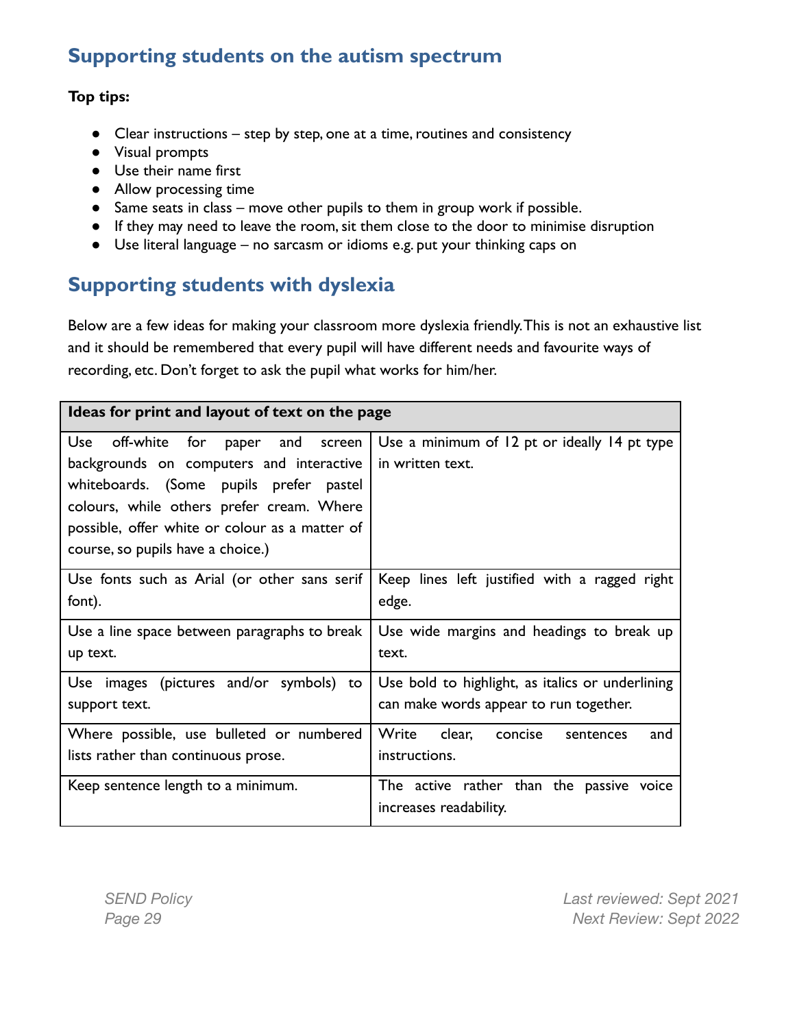## Supporting students on the autism spectrum

**Top tips:**

- Clear instructions – step by step, one at a time, routines and consistency
- Visual prompts
- Use their name first
- Allow processing time
- Same seats in class – move other pupils to them in group work if possible.
- If they may need to leave the room, sit them close to the door to minimise disruption
- Use literal language – no sarcasm or idioms e.g. put your thinking caps on

## Supporting students with dyslexia

Below are a few ideas for making your classroom more dyslexia friendly. This is not an exhaustive list and it should be remembered that every pupil will have different needs and favourite ways of recording, etc. Don't forget to ask the pupil what works for him/her.

| **Ideas for print and layout of text on the page** | |
|---|---|
| Use off-white for paper and screen backgrounds on computers and interactive whiteboards. (Some pupils prefer pastel colours, while others prefer cream. Where possible, offer white or colour as a matter of course, so pupils have a choice.) | Use a minimum of 12 pt or ideally 14 pt type in written text. |
| Use fonts such as Arial (or other sans serif font). | Keep lines left justified with a ragged right edge. |
| Use a line space between paragraphs to break up text. | Use wide margins and headings to break up text. |
| Use images (pictures and/or symbols) to support text. | Use bold to highlight, as italics or underlining can make words appear to run together. |
| Where possible, use bulleted or numbered lists rather than continuous prose. | Write clear, concise sentences and instructions. |
| Keep sentence length to a minimum. | The active rather than the passive voice increases readability. |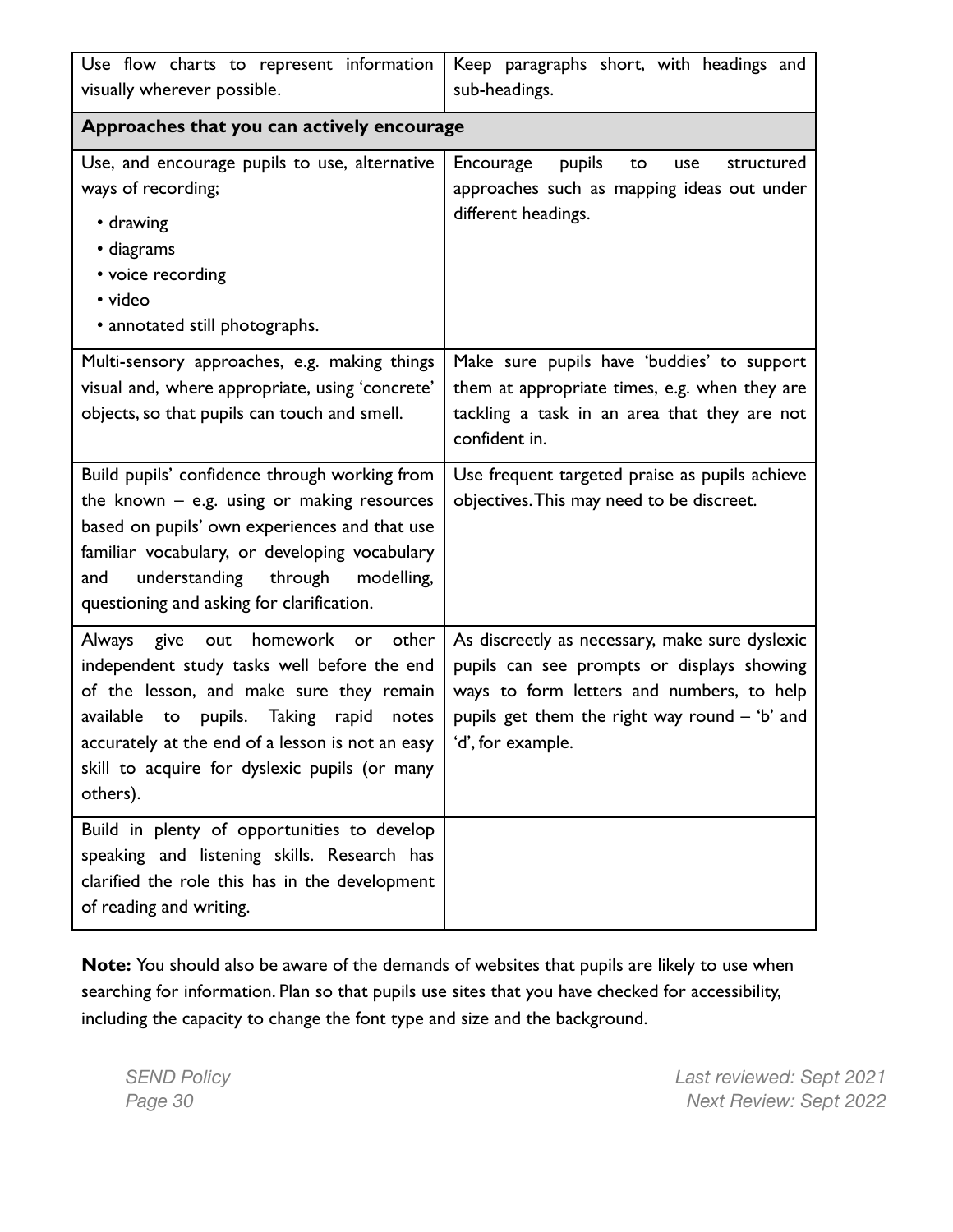| | |
|---|---|
| Use flow charts to represent information visually wherever possible. | Keep paragraphs short, with headings and sub-headings. |
| **Approaches that you can actively encourage** | |
| Use, and encourage pupils to use, alternative ways of recording; • drawing • diagrams • voice recording • video • annotated still photographs. | Encourage pupils to use structured approaches such as mapping ideas out under different headings. |
| Multi-sensory approaches, e.g. making things visual and, where appropriate, using 'concrete' objects, so that pupils can touch and smell. | Make sure pupils have 'buddies' to support them at appropriate times, e.g. when they are tackling a task in an area that they are not confident in. |
| Build pupils' confidence through working from the known – e.g. using or making resources based on pupils' own experiences and that use familiar vocabulary, or developing vocabulary and understanding through modelling, questioning and asking for clarification. | Use frequent targeted praise as pupils achieve objectives. This may need to be discreet. |
| Always give out homework or other independent study tasks well before the end of the lesson, and make sure they remain available to pupils. Taking rapid notes accurately at the end of a lesson is not an easy skill to acquire for dyslexic pupils (or many others). | As discreetly as necessary, make sure dyslexic pupils can see prompts or displays showing ways to form letters and numbers, to help pupils get them the right way round – 'b' and 'd', for example. |
| Build in plenty of opportunities to develop speaking and listening skills. Research has clarified the role this has in the development of reading and writing. | |

**Note:** You should also be aware of the demands of websites that pupils are likely to use when searching for information. Plan so that pupils use sites that you have checked for accessibility, including the capacity to change the font type and size and the background.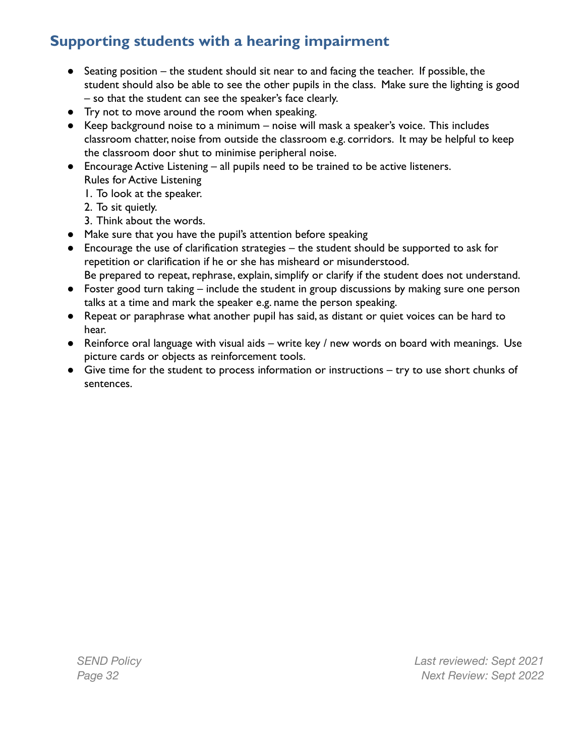## Supporting students with a hearing impairment

- Seating position – the student should sit near to and facing the teacher. If possible, the student should also be able to see the other pupils in the class. Make sure the lighting is good – so that the student can see the speaker's face clearly.
- Try not to move around the room when speaking.
- Keep background noise to a minimum – noise will mask a speaker's voice. This includes classroom chatter, noise from outside the classroom e.g. corridors. It may be helpful to keep the classroom door shut to minimise peripheral noise.
- Encourage Active Listening – all pupils need to be trained to be active listeners.
  Rules for Active Listening
  1. To look at the speaker.
  2. To sit quietly.
  3. Think about the words.
- Make sure that you have the pupil's attention before speaking
- Encourage the use of clarification strategies – the student should be supported to ask for repetition or clarification if he or she has misheard or misunderstood.
  Be prepared to repeat, rephrase, explain, simplify or clarify if the student does not understand.
- Foster good turn taking – include the student in group discussions by making sure one person talks at a time and mark the speaker e.g. name the person speaking.
- Repeat or paraphrase what another pupil has said, as distant or quiet voices can be hard to hear.
- Reinforce oral language with visual aids – write key / new words on board with meanings. Use picture cards or objects as reinforcement tools.
- Give time for the student to process information or instructions – try to use short chunks of sentences.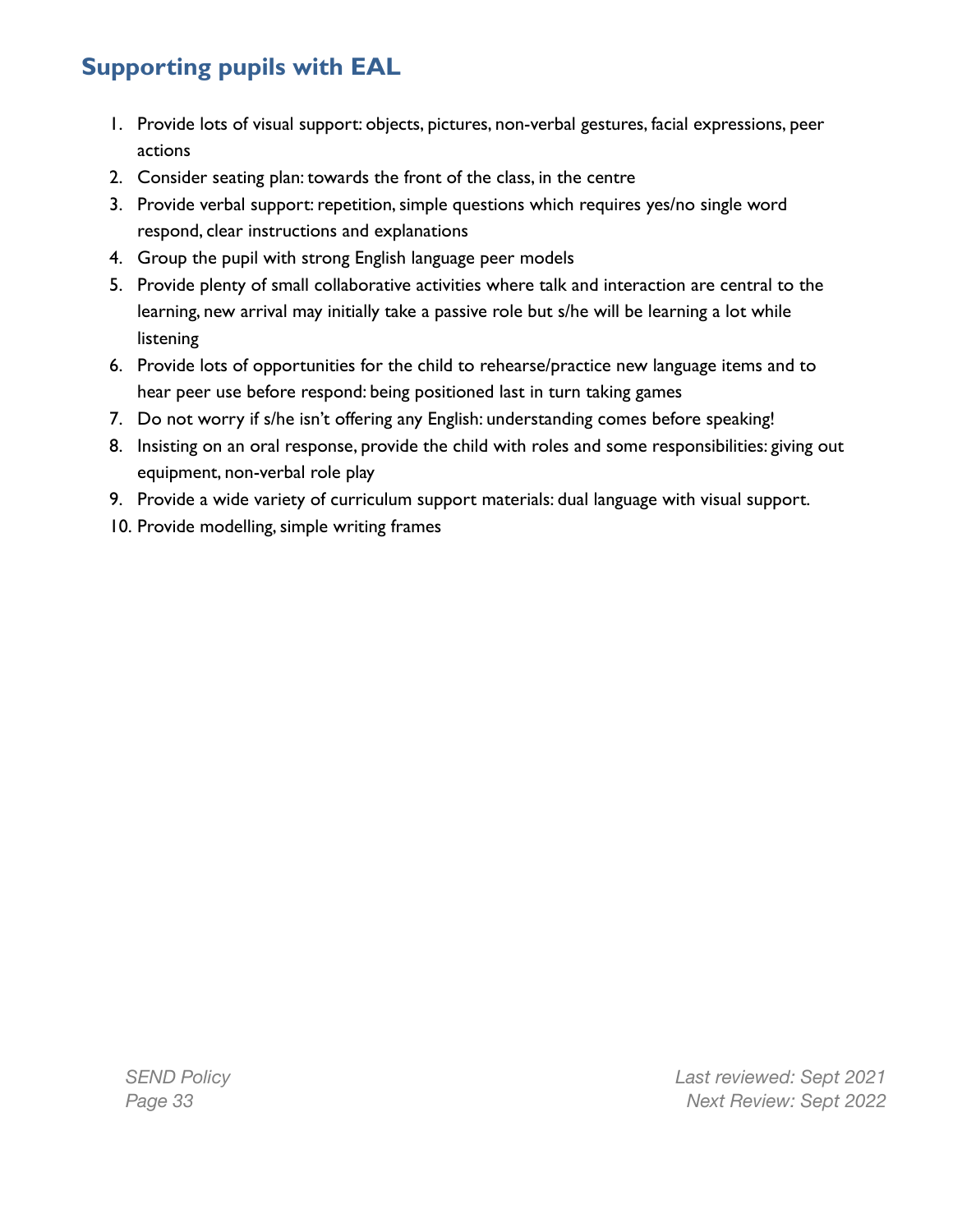## Supporting pupils with EAL

1. Provide lots of visual support: objects, pictures, non-verbal gestures, facial expressions, peer actions
2. Consider seating plan: towards the front of the class, in the centre
3. Provide verbal support: repetition, simple questions which requires yes/no single word respond, clear instructions and explanations
4. Group the pupil with strong English language peer models
5. Provide plenty of small collaborative activities where talk and interaction are central to the learning, new arrival may initially take a passive role but s/he will be learning a lot while listening
6. Provide lots of opportunities for the child to rehearse/practice new language items and to hear peer use before respond: being positioned last in turn taking games
7. Do not worry if s/he isn't offering any English: understanding comes before speaking!
8. Insisting on an oral response, provide the child with roles and some responsibilities: giving out equipment, non-verbal role play
9. Provide a wide variety of curriculum support materials: dual language with visual support.
10. Provide modelling, simple writing frames